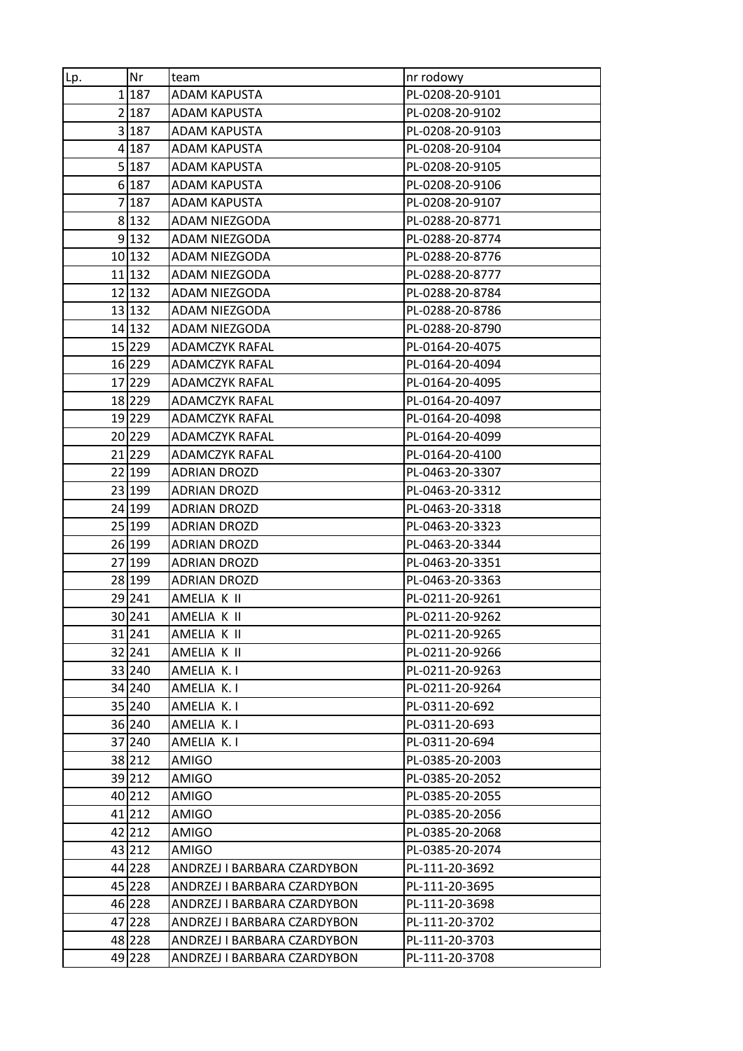| Lp. | Nr | team | nr rodowy |
|---|---|---|---|
| 1 | 187 | ADAM KAPUSTA | PL-0208-20-9101 |
| 2 | 187 | ADAM KAPUSTA | PL-0208-20-9102 |
| 3 | 187 | ADAM KAPUSTA | PL-0208-20-9103 |
| 4 | 187 | ADAM KAPUSTA | PL-0208-20-9104 |
| 5 | 187 | ADAM KAPUSTA | PL-0208-20-9105 |
| 6 | 187 | ADAM KAPUSTA | PL-0208-20-9106 |
| 7 | 187 | ADAM KAPUSTA | PL-0208-20-9107 |
| 8 | 132 | ADAM NIEZGODA | PL-0288-20-8771 |
| 9 | 132 | ADAM NIEZGODA | PL-0288-20-8774 |
| 10 | 132 | ADAM NIEZGODA | PL-0288-20-8776 |
| 11 | 132 | ADAM NIEZGODA | PL-0288-20-8777 |
| 12 | 132 | ADAM NIEZGODA | PL-0288-20-8784 |
| 13 | 132 | ADAM NIEZGODA | PL-0288-20-8786 |
| 14 | 132 | ADAM NIEZGODA | PL-0288-20-8790 |
| 15 | 229 | ADAMCZYK RAFAL | PL-0164-20-4075 |
| 16 | 229 | ADAMCZYK RAFAL | PL-0164-20-4094 |
| 17 | 229 | ADAMCZYK RAFAL | PL-0164-20-4095 |
| 18 | 229 | ADAMCZYK RAFAL | PL-0164-20-4097 |
| 19 | 229 | ADAMCZYK RAFAL | PL-0164-20-4098 |
| 20 | 229 | ADAMCZYK RAFAL | PL-0164-20-4099 |
| 21 | 229 | ADAMCZYK RAFAL | PL-0164-20-4100 |
| 22 | 199 | ADRIAN DROZD | PL-0463-20-3307 |
| 23 | 199 | ADRIAN DROZD | PL-0463-20-3312 |
| 24 | 199 | ADRIAN DROZD | PL-0463-20-3318 |
| 25 | 199 | ADRIAN DROZD | PL-0463-20-3323 |
| 26 | 199 | ADRIAN DROZD | PL-0463-20-3344 |
| 27 | 199 | ADRIAN DROZD | PL-0463-20-3351 |
| 28 | 199 | ADRIAN DROZD | PL-0463-20-3363 |
| 29 | 241 | AMELIA K II | PL-0211-20-9261 |
| 30 | 241 | AMELIA K II | PL-0211-20-9262 |
| 31 | 241 | AMELIA K II | PL-0211-20-9265 |
| 32 | 241 | AMELIA K II | PL-0211-20-9266 |
| 33 | 240 | AMELIA K. I | PL-0211-20-9263 |
| 34 | 240 | AMELIA K. I | PL-0211-20-9264 |
| 35 | 240 | AMELIA K. I | PL-0311-20-692 |
| 36 | 240 | AMELIA K. I | PL-0311-20-693 |
| 37 | 240 | AMELIA K. I | PL-0311-20-694 |
| 38 | 212 | AMIGO | PL-0385-20-2003 |
| 39 | 212 | AMIGO | PL-0385-20-2052 |
| 40 | 212 | AMIGO | PL-0385-20-2055 |
| 41 | 212 | AMIGO | PL-0385-20-2056 |
| 42 | 212 | AMIGO | PL-0385-20-2068 |
| 43 | 212 | AMIGO | PL-0385-20-2074 |
| 44 | 228 | ANDRZEJ I BARBARA CZARDYBON | PL-111-20-3692 |
| 45 | 228 | ANDRZEJ I BARBARA CZARDYBON | PL-111-20-3695 |
| 46 | 228 | ANDRZEJ I BARBARA CZARDYBON | PL-111-20-3698 |
| 47 | 228 | ANDRZEJ I BARBARA CZARDYBON | PL-111-20-3702 |
| 48 | 228 | ANDRZEJ I BARBARA CZARDYBON | PL-111-20-3703 |
| 49 | 228 | ANDRZEJ I BARBARA CZARDYBON | PL-111-20-3708 |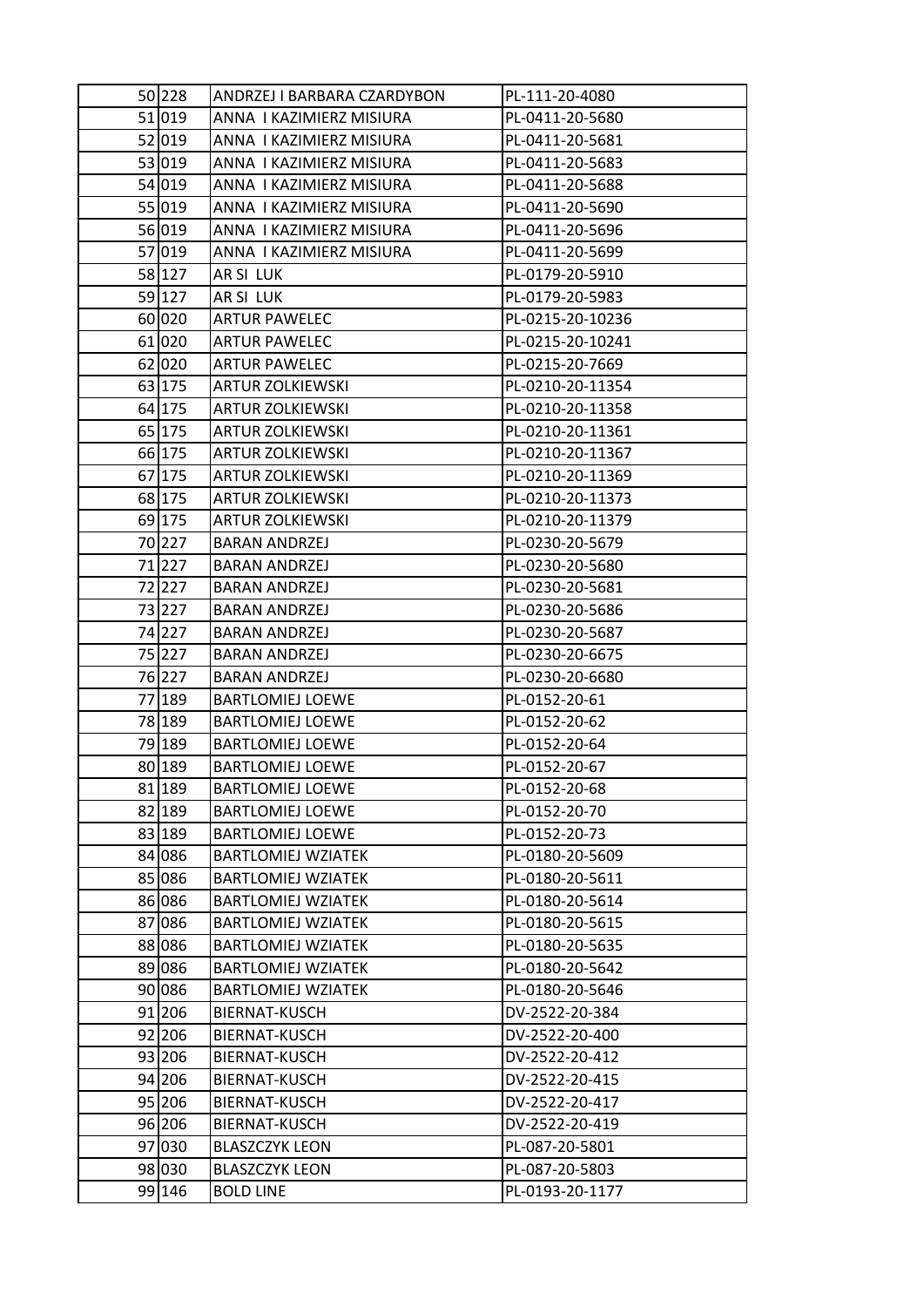| | | | |
|---|---|---|---|
| 50 | 228 | ANDRZEJ I BARBARA CZARDYBON | PL-111-20-4080 |
| 51 | 019 | ANNA I KAZIMIERZ MISIURA | PL-0411-20-5680 |
| 52 | 019 | ANNA I KAZIMIERZ MISIURA | PL-0411-20-5681 |
| 53 | 019 | ANNA I KAZIMIERZ MISIURA | PL-0411-20-5683 |
| 54 | 019 | ANNA I KAZIMIERZ MISIURA | PL-0411-20-5688 |
| 55 | 019 | ANNA I KAZIMIERZ MISIURA | PL-0411-20-5690 |
| 56 | 019 | ANNA I KAZIMIERZ MISIURA | PL-0411-20-5696 |
| 57 | 019 | ANNA I KAZIMIERZ MISIURA | PL-0411-20-5699 |
| 58 | 127 | AR SI LUK | PL-0179-20-5910 |
| 59 | 127 | AR SI LUK | PL-0179-20-5983 |
| 60 | 020 | ARTUR PAWELEC | PL-0215-20-10236 |
| 61 | 020 | ARTUR PAWELEC | PL-0215-20-10241 |
| 62 | 020 | ARTUR PAWELEC | PL-0215-20-7669 |
| 63 | 175 | ARTUR ZOLKIEWSKI | PL-0210-20-11354 |
| 64 | 175 | ARTUR ZOLKIEWSKI | PL-0210-20-11358 |
| 65 | 175 | ARTUR ZOLKIEWSKI | PL-0210-20-11361 |
| 66 | 175 | ARTUR ZOLKIEWSKI | PL-0210-20-11367 |
| 67 | 175 | ARTUR ZOLKIEWSKI | PL-0210-20-11369 |
| 68 | 175 | ARTUR ZOLKIEWSKI | PL-0210-20-11373 |
| 69 | 175 | ARTUR ZOLKIEWSKI | PL-0210-20-11379 |
| 70 | 227 | BARAN ANDRZEJ | PL-0230-20-5679 |
| 71 | 227 | BARAN ANDRZEJ | PL-0230-20-5680 |
| 72 | 227 | BARAN ANDRZEJ | PL-0230-20-5681 |
| 73 | 227 | BARAN ANDRZEJ | PL-0230-20-5686 |
| 74 | 227 | BARAN ANDRZEJ | PL-0230-20-5687 |
| 75 | 227 | BARAN ANDRZEJ | PL-0230-20-6675 |
| 76 | 227 | BARAN ANDRZEJ | PL-0230-20-6680 |
| 77 | 189 | BARTLOMIEJ LOEWE | PL-0152-20-61 |
| 78 | 189 | BARTLOMIEJ LOEWE | PL-0152-20-62 |
| 79 | 189 | BARTLOMIEJ LOEWE | PL-0152-20-64 |
| 80 | 189 | BARTLOMIEJ LOEWE | PL-0152-20-67 |
| 81 | 189 | BARTLOMIEJ LOEWE | PL-0152-20-68 |
| 82 | 189 | BARTLOMIEJ LOEWE | PL-0152-20-70 |
| 83 | 189 | BARTLOMIEJ LOEWE | PL-0152-20-73 |
| 84 | 086 | BARTLOMIEJ WZIATEK | PL-0180-20-5609 |
| 85 | 086 | BARTLOMIEJ WZIATEK | PL-0180-20-5611 |
| 86 | 086 | BARTLOMIEJ WZIATEK | PL-0180-20-5614 |
| 87 | 086 | BARTLOMIEJ WZIATEK | PL-0180-20-5615 |
| 88 | 086 | BARTLOMIEJ WZIATEK | PL-0180-20-5635 |
| 89 | 086 | BARTLOMIEJ WZIATEK | PL-0180-20-5642 |
| 90 | 086 | BARTLOMIEJ WZIATEK | PL-0180-20-5646 |
| 91 | 206 | BIERNAT-KUSCH | DV-2522-20-384 |
| 92 | 206 | BIERNAT-KUSCH | DV-2522-20-400 |
| 93 | 206 | BIERNAT-KUSCH | DV-2522-20-412 |
| 94 | 206 | BIERNAT-KUSCH | DV-2522-20-415 |
| 95 | 206 | BIERNAT-KUSCH | DV-2522-20-417 |
| 96 | 206 | BIERNAT-KUSCH | DV-2522-20-419 |
| 97 | 030 | BLASZCZYK LEON | PL-087-20-5801 |
| 98 | 030 | BLASZCZYK LEON | PL-087-20-5803 |
| 99 | 146 | BOLD LINE | PL-0193-20-1177 |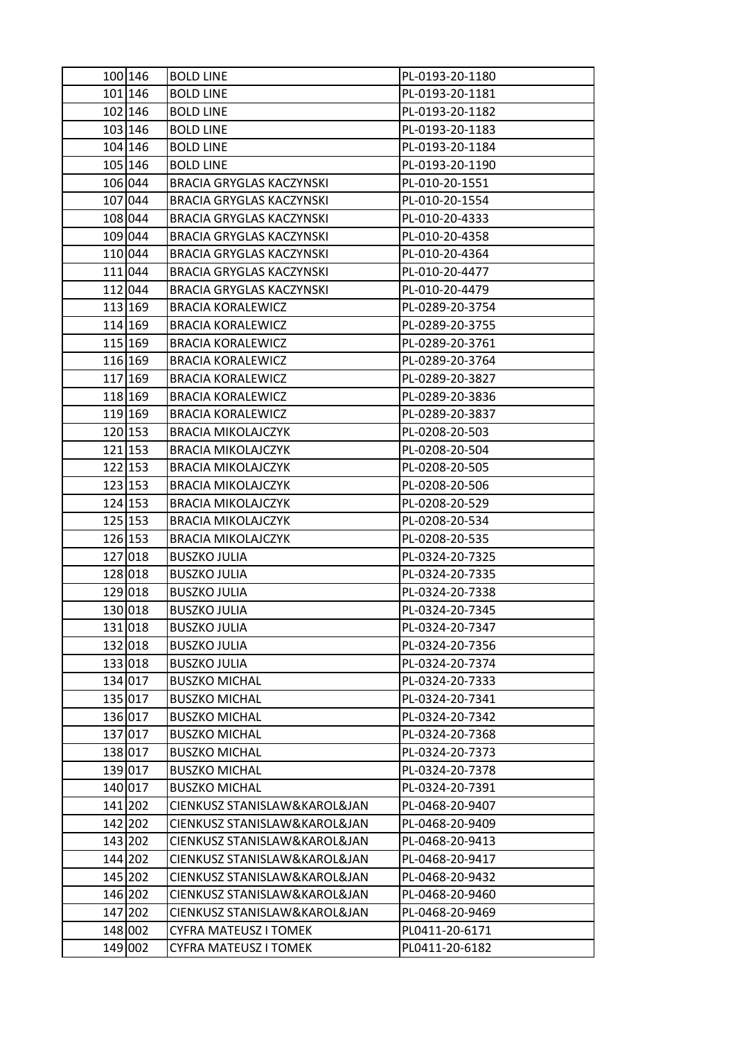| | | | |
|---|---|---|---|
| 100 | 146 | BOLD LINE | PL-0193-20-1180 |
| 101 | 146 | BOLD LINE | PL-0193-20-1181 |
| 102 | 146 | BOLD LINE | PL-0193-20-1182 |
| 103 | 146 | BOLD LINE | PL-0193-20-1183 |
| 104 | 146 | BOLD LINE | PL-0193-20-1184 |
| 105 | 146 | BOLD LINE | PL-0193-20-1190 |
| 106 | 044 | BRACIA GRYGLAS KACZYNSKI | PL-010-20-1551 |
| 107 | 044 | BRACIA GRYGLAS KACZYNSKI | PL-010-20-1554 |
| 108 | 044 | BRACIA GRYGLAS KACZYNSKI | PL-010-20-4333 |
| 109 | 044 | BRACIA GRYGLAS KACZYNSKI | PL-010-20-4358 |
| 110 | 044 | BRACIA GRYGLAS KACZYNSKI | PL-010-20-4364 |
| 111 | 044 | BRACIA GRYGLAS KACZYNSKI | PL-010-20-4477 |
| 112 | 044 | BRACIA GRYGLAS KACZYNSKI | PL-010-20-4479 |
| 113 | 169 | BRACIA KORALEWICZ | PL-0289-20-3754 |
| 114 | 169 | BRACIA KORALEWICZ | PL-0289-20-3755 |
| 115 | 169 | BRACIA KORALEWICZ | PL-0289-20-3761 |
| 116 | 169 | BRACIA KORALEWICZ | PL-0289-20-3764 |
| 117 | 169 | BRACIA KORALEWICZ | PL-0289-20-3827 |
| 118 | 169 | BRACIA KORALEWICZ | PL-0289-20-3836 |
| 119 | 169 | BRACIA KORALEWICZ | PL-0289-20-3837 |
| 120 | 153 | BRACIA MIKOLAJCZYK | PL-0208-20-503 |
| 121 | 153 | BRACIA MIKOLAJCZYK | PL-0208-20-504 |
| 122 | 153 | BRACIA MIKOLAJCZYK | PL-0208-20-505 |
| 123 | 153 | BRACIA MIKOLAJCZYK | PL-0208-20-506 |
| 124 | 153 | BRACIA MIKOLAJCZYK | PL-0208-20-529 |
| 125 | 153 | BRACIA MIKOLAJCZYK | PL-0208-20-534 |
| 126 | 153 | BRACIA MIKOLAJCZYK | PL-0208-20-535 |
| 127 | 018 | BUSZKO JULIA | PL-0324-20-7325 |
| 128 | 018 | BUSZKO JULIA | PL-0324-20-7335 |
| 129 | 018 | BUSZKO JULIA | PL-0324-20-7338 |
| 130 | 018 | BUSZKO JULIA | PL-0324-20-7345 |
| 131 | 018 | BUSZKO JULIA | PL-0324-20-7347 |
| 132 | 018 | BUSZKO JULIA | PL-0324-20-7356 |
| 133 | 018 | BUSZKO JULIA | PL-0324-20-7374 |
| 134 | 017 | BUSZKO MICHAL | PL-0324-20-7333 |
| 135 | 017 | BUSZKO MICHAL | PL-0324-20-7341 |
| 136 | 017 | BUSZKO MICHAL | PL-0324-20-7342 |
| 137 | 017 | BUSZKO MICHAL | PL-0324-20-7368 |
| 138 | 017 | BUSZKO MICHAL | PL-0324-20-7373 |
| 139 | 017 | BUSZKO MICHAL | PL-0324-20-7378 |
| 140 | 017 | BUSZKO MICHAL | PL-0324-20-7391 |
| 141 | 202 | CIENKUSZ STANISLAW&KAROL&JAN | PL-0468-20-9407 |
| 142 | 202 | CIENKUSZ STANISLAW&KAROL&JAN | PL-0468-20-9409 |
| 143 | 202 | CIENKUSZ STANISLAW&KAROL&JAN | PL-0468-20-9413 |
| 144 | 202 | CIENKUSZ STANISLAW&KAROL&JAN | PL-0468-20-9417 |
| 145 | 202 | CIENKUSZ STANISLAW&KAROL&JAN | PL-0468-20-9432 |
| 146 | 202 | CIENKUSZ STANISLAW&KAROL&JAN | PL-0468-20-9460 |
| 147 | 202 | CIENKUSZ STANISLAW&KAROL&JAN | PL-0468-20-9469 |
| 148 | 002 | CYFRA MATEUSZ I TOMEK | PL0411-20-6171 |
| 149 | 002 | CYFRA MATEUSZ I TOMEK | PL0411-20-6182 |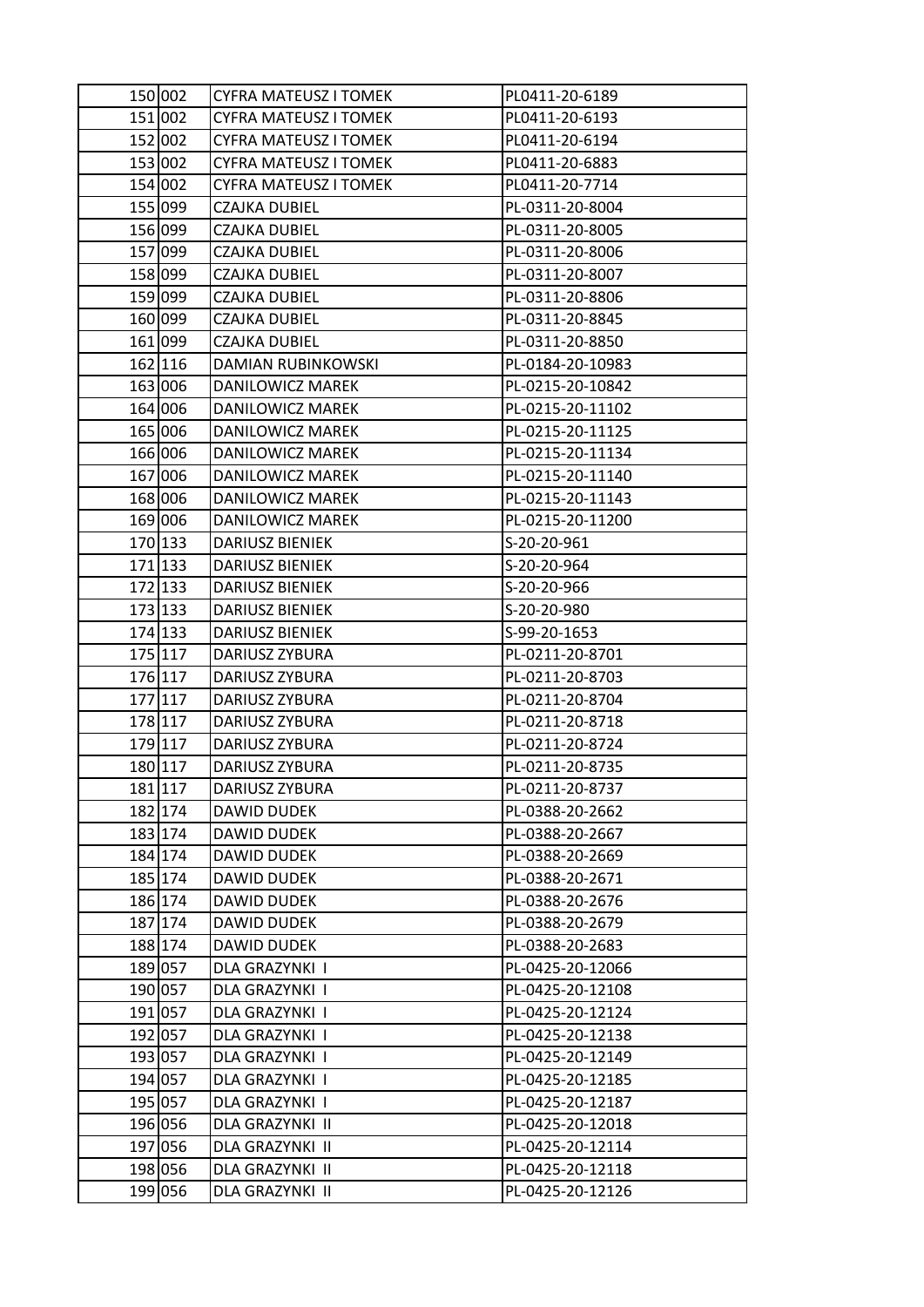| | | | |
|---|---|---|---|
| 150 | 002 | CYFRA MATEUSZ I TOMEK | PL0411-20-6189 |
| 151 | 002 | CYFRA MATEUSZ I TOMEK | PL0411-20-6193 |
| 152 | 002 | CYFRA MATEUSZ I TOMEK | PL0411-20-6194 |
| 153 | 002 | CYFRA MATEUSZ I TOMEK | PL0411-20-6883 |
| 154 | 002 | CYFRA MATEUSZ I TOMEK | PL0411-20-7714 |
| 155 | 099 | CZAJKA DUBIEL | PL-0311-20-8004 |
| 156 | 099 | CZAJKA DUBIEL | PL-0311-20-8005 |
| 157 | 099 | CZAJKA DUBIEL | PL-0311-20-8006 |
| 158 | 099 | CZAJKA DUBIEL | PL-0311-20-8007 |
| 159 | 099 | CZAJKA DUBIEL | PL-0311-20-8806 |
| 160 | 099 | CZAJKA DUBIEL | PL-0311-20-8845 |
| 161 | 099 | CZAJKA DUBIEL | PL-0311-20-8850 |
| 162 | 116 | DAMIAN RUBINKOWSKI | PL-0184-20-10983 |
| 163 | 006 | DANILOWICZ MAREK | PL-0215-20-10842 |
| 164 | 006 | DANILOWICZ MAREK | PL-0215-20-11102 |
| 165 | 006 | DANILOWICZ MAREK | PL-0215-20-11125 |
| 166 | 006 | DANILOWICZ MAREK | PL-0215-20-11134 |
| 167 | 006 | DANILOWICZ MAREK | PL-0215-20-11140 |
| 168 | 006 | DANILOWICZ MAREK | PL-0215-20-11143 |
| 169 | 006 | DANILOWICZ MAREK | PL-0215-20-11200 |
| 170 | 133 | DARIUSZ BIENIEK | S-20-20-961 |
| 171 | 133 | DARIUSZ BIENIEK | S-20-20-964 |
| 172 | 133 | DARIUSZ BIENIEK | S-20-20-966 |
| 173 | 133 | DARIUSZ BIENIEK | S-20-20-980 |
| 174 | 133 | DARIUSZ BIENIEK | S-99-20-1653 |
| 175 | 117 | DARIUSZ ZYBURA | PL-0211-20-8701 |
| 176 | 117 | DARIUSZ ZYBURA | PL-0211-20-8703 |
| 177 | 117 | DARIUSZ ZYBURA | PL-0211-20-8704 |
| 178 | 117 | DARIUSZ ZYBURA | PL-0211-20-8718 |
| 179 | 117 | DARIUSZ ZYBURA | PL-0211-20-8724 |
| 180 | 117 | DARIUSZ ZYBURA | PL-0211-20-8735 |
| 181 | 117 | DARIUSZ ZYBURA | PL-0211-20-8737 |
| 182 | 174 | DAWID DUDEK | PL-0388-20-2662 |
| 183 | 174 | DAWID DUDEK | PL-0388-20-2667 |
| 184 | 174 | DAWID DUDEK | PL-0388-20-2669 |
| 185 | 174 | DAWID DUDEK | PL-0388-20-2671 |
| 186 | 174 | DAWID DUDEK | PL-0388-20-2676 |
| 187 | 174 | DAWID DUDEK | PL-0388-20-2679 |
| 188 | 174 | DAWID DUDEK | PL-0388-20-2683 |
| 189 | 057 | DLA GRAZYNKI I | PL-0425-20-12066 |
| 190 | 057 | DLA GRAZYNKI I | PL-0425-20-12108 |
| 191 | 057 | DLA GRAZYNKI I | PL-0425-20-12124 |
| 192 | 057 | DLA GRAZYNKI I | PL-0425-20-12138 |
| 193 | 057 | DLA GRAZYNKI I | PL-0425-20-12149 |
| 194 | 057 | DLA GRAZYNKI I | PL-0425-20-12185 |
| 195 | 057 | DLA GRAZYNKI I | PL-0425-20-12187 |
| 196 | 056 | DLA GRAZYNKI II | PL-0425-20-12018 |
| 197 | 056 | DLA GRAZYNKI II | PL-0425-20-12114 |
| 198 | 056 | DLA GRAZYNKI II | PL-0425-20-12118 |
| 199 | 056 | DLA GRAZYNKI II | PL-0425-20-12126 |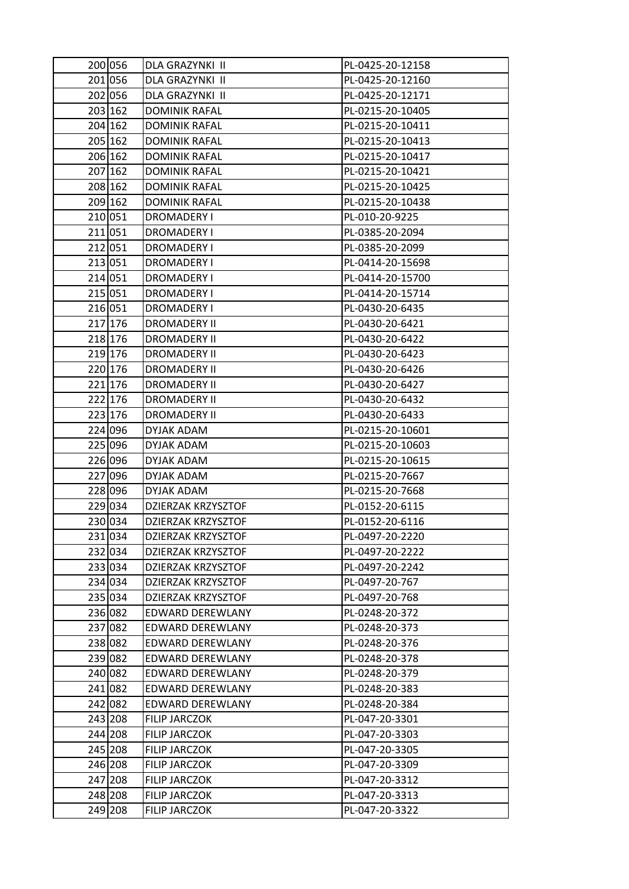| | | | |
|---|---|---|---|
| 200 | 056 | DLA GRAZYNKI II | PL-0425-20-12158 |
| 201 | 056 | DLA GRAZYNKI II | PL-0425-20-12160 |
| 202 | 056 | DLA GRAZYNKI II | PL-0425-20-12171 |
| 203 | 162 | DOMINIK RAFAL | PL-0215-20-10405 |
| 204 | 162 | DOMINIK RAFAL | PL-0215-20-10411 |
| 205 | 162 | DOMINIK RAFAL | PL-0215-20-10413 |
| 206 | 162 | DOMINIK RAFAL | PL-0215-20-10417 |
| 207 | 162 | DOMINIK RAFAL | PL-0215-20-10421 |
| 208 | 162 | DOMINIK RAFAL | PL-0215-20-10425 |
| 209 | 162 | DOMINIK RAFAL | PL-0215-20-10438 |
| 210 | 051 | DROMADERY I | PL-010-20-9225 |
| 211 | 051 | DROMADERY I | PL-0385-20-2094 |
| 212 | 051 | DROMADERY I | PL-0385-20-2099 |
| 213 | 051 | DROMADERY I | PL-0414-20-15698 |
| 214 | 051 | DROMADERY I | PL-0414-20-15700 |
| 215 | 051 | DROMADERY I | PL-0414-20-15714 |
| 216 | 051 | DROMADERY I | PL-0430-20-6435 |
| 217 | 176 | DROMADERY II | PL-0430-20-6421 |
| 218 | 176 | DROMADERY II | PL-0430-20-6422 |
| 219 | 176 | DROMADERY II | PL-0430-20-6423 |
| 220 | 176 | DROMADERY II | PL-0430-20-6426 |
| 221 | 176 | DROMADERY II | PL-0430-20-6427 |
| 222 | 176 | DROMADERY II | PL-0430-20-6432 |
| 223 | 176 | DROMADERY II | PL-0430-20-6433 |
| 224 | 096 | DYJAK ADAM | PL-0215-20-10601 |
| 225 | 096 | DYJAK ADAM | PL-0215-20-10603 |
| 226 | 096 | DYJAK ADAM | PL-0215-20-10615 |
| 227 | 096 | DYJAK ADAM | PL-0215-20-7667 |
| 228 | 096 | DYJAK ADAM | PL-0215-20-7668 |
| 229 | 034 | DZIERZAK KRZYSZTOF | PL-0152-20-6115 |
| 230 | 034 | DZIERZAK KRZYSZTOF | PL-0152-20-6116 |
| 231 | 034 | DZIERZAK KRZYSZTOF | PL-0497-20-2220 |
| 232 | 034 | DZIERZAK KRZYSZTOF | PL-0497-20-2222 |
| 233 | 034 | DZIERZAK KRZYSZTOF | PL-0497-20-2242 |
| 234 | 034 | DZIERZAK KRZYSZTOF | PL-0497-20-767 |
| 235 | 034 | DZIERZAK KRZYSZTOF | PL-0497-20-768 |
| 236 | 082 | EDWARD DEREWLANY | PL-0248-20-372 |
| 237 | 082 | EDWARD DEREWLANY | PL-0248-20-373 |
| 238 | 082 | EDWARD DEREWLANY | PL-0248-20-376 |
| 239 | 082 | EDWARD DEREWLANY | PL-0248-20-378 |
| 240 | 082 | EDWARD DEREWLANY | PL-0248-20-379 |
| 241 | 082 | EDWARD DEREWLANY | PL-0248-20-383 |
| 242 | 082 | EDWARD DEREWLANY | PL-0248-20-384 |
| 243 | 208 | FILIP JARCZOK | PL-047-20-3301 |
| 244 | 208 | FILIP JARCZOK | PL-047-20-3303 |
| 245 | 208 | FILIP JARCZOK | PL-047-20-3305 |
| 246 | 208 | FILIP JARCZOK | PL-047-20-3309 |
| 247 | 208 | FILIP JARCZOK | PL-047-20-3312 |
| 248 | 208 | FILIP JARCZOK | PL-047-20-3313 |
| 249 | 208 | FILIP JARCZOK | PL-047-20-3322 |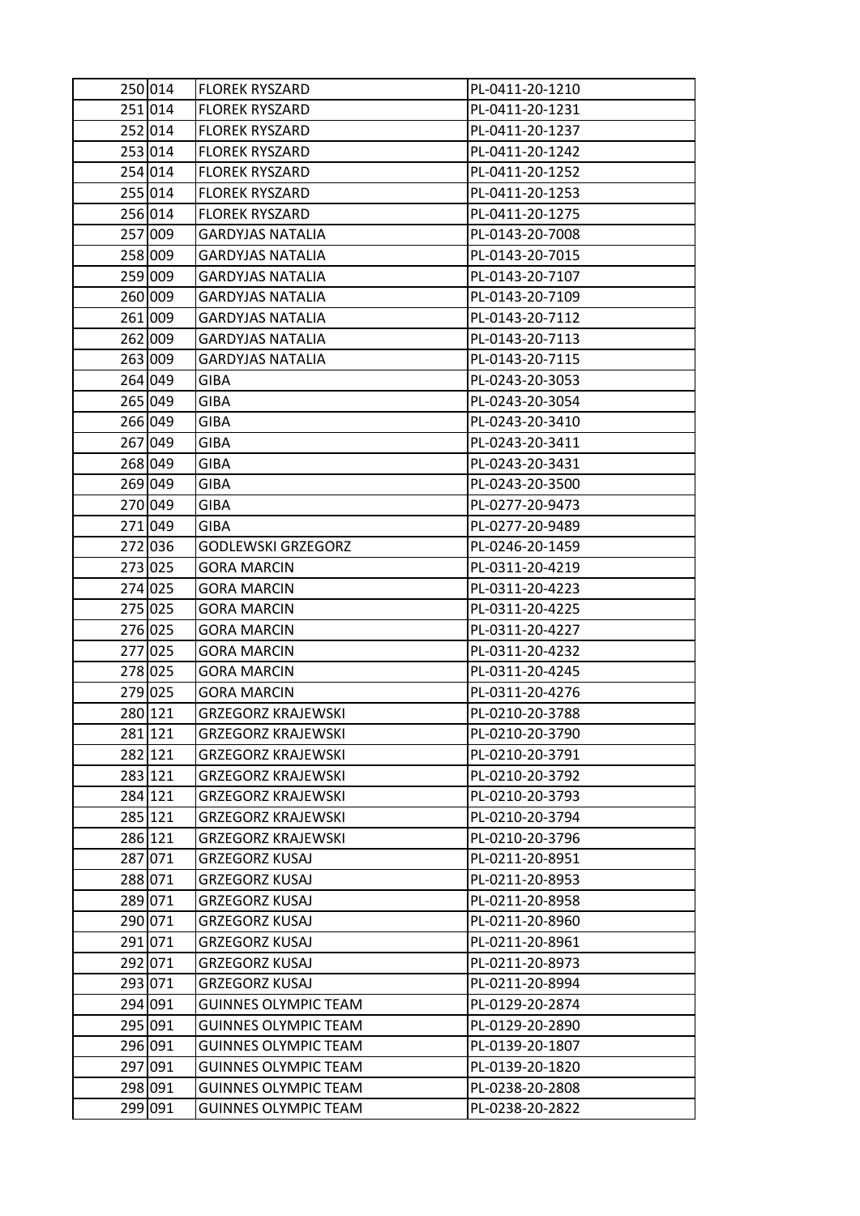| 250 | 014 | FLOREK RYSZARD | PL-0411-20-1210 |
|---|---|---|---|
| 251 | 014 | FLOREK RYSZARD | PL-0411-20-1231 |
| 252 | 014 | FLOREK RYSZARD | PL-0411-20-1237 |
| 253 | 014 | FLOREK RYSZARD | PL-0411-20-1242 |
| 254 | 014 | FLOREK RYSZARD | PL-0411-20-1252 |
| 255 | 014 | FLOREK RYSZARD | PL-0411-20-1253 |
| 256 | 014 | FLOREK RYSZARD | PL-0411-20-1275 |
| 257 | 009 | GARDYJAS NATALIA | PL-0143-20-7008 |
| 258 | 009 | GARDYJAS NATALIA | PL-0143-20-7015 |
| 259 | 009 | GARDYJAS NATALIA | PL-0143-20-7107 |
| 260 | 009 | GARDYJAS NATALIA | PL-0143-20-7109 |
| 261 | 009 | GARDYJAS NATALIA | PL-0143-20-7112 |
| 262 | 009 | GARDYJAS NATALIA | PL-0143-20-7113 |
| 263 | 009 | GARDYJAS NATALIA | PL-0143-20-7115 |
| 264 | 049 | GIBA | PL-0243-20-3053 |
| 265 | 049 | GIBA | PL-0243-20-3054 |
| 266 | 049 | GIBA | PL-0243-20-3410 |
| 267 | 049 | GIBA | PL-0243-20-3411 |
| 268 | 049 | GIBA | PL-0243-20-3431 |
| 269 | 049 | GIBA | PL-0243-20-3500 |
| 270 | 049 | GIBA | PL-0277-20-9473 |
| 271 | 049 | GIBA | PL-0277-20-9489 |
| 272 | 036 | GODLEWSKI GRZEGORZ | PL-0246-20-1459 |
| 273 | 025 | GORA MARCIN | PL-0311-20-4219 |
| 274 | 025 | GORA MARCIN | PL-0311-20-4223 |
| 275 | 025 | GORA MARCIN | PL-0311-20-4225 |
| 276 | 025 | GORA MARCIN | PL-0311-20-4227 |
| 277 | 025 | GORA MARCIN | PL-0311-20-4232 |
| 278 | 025 | GORA MARCIN | PL-0311-20-4245 |
| 279 | 025 | GORA MARCIN | PL-0311-20-4276 |
| 280 | 121 | GRZEGORZ KRAJEWSKI | PL-0210-20-3788 |
| 281 | 121 | GRZEGORZ KRAJEWSKI | PL-0210-20-3790 |
| 282 | 121 | GRZEGORZ KRAJEWSKI | PL-0210-20-3791 |
| 283 | 121 | GRZEGORZ KRAJEWSKI | PL-0210-20-3792 |
| 284 | 121 | GRZEGORZ KRAJEWSKI | PL-0210-20-3793 |
| 285 | 121 | GRZEGORZ KRAJEWSKI | PL-0210-20-3794 |
| 286 | 121 | GRZEGORZ KRAJEWSKI | PL-0210-20-3796 |
| 287 | 071 | GRZEGORZ KUSAJ | PL-0211-20-8951 |
| 288 | 071 | GRZEGORZ KUSAJ | PL-0211-20-8953 |
| 289 | 071 | GRZEGORZ KUSAJ | PL-0211-20-8958 |
| 290 | 071 | GRZEGORZ KUSAJ | PL-0211-20-8960 |
| 291 | 071 | GRZEGORZ KUSAJ | PL-0211-20-8961 |
| 292 | 071 | GRZEGORZ KUSAJ | PL-0211-20-8973 |
| 293 | 071 | GRZEGORZ KUSAJ | PL-0211-20-8994 |
| 294 | 091 | GUINNES OLYMPIC TEAM | PL-0129-20-2874 |
| 295 | 091 | GUINNES OLYMPIC TEAM | PL-0129-20-2890 |
| 296 | 091 | GUINNES OLYMPIC TEAM | PL-0139-20-1807 |
| 297 | 091 | GUINNES OLYMPIC TEAM | PL-0139-20-1820 |
| 298 | 091 | GUINNES OLYMPIC TEAM | PL-0238-20-2808 |
| 299 | 091 | GUINNES OLYMPIC TEAM | PL-0238-20-2822 |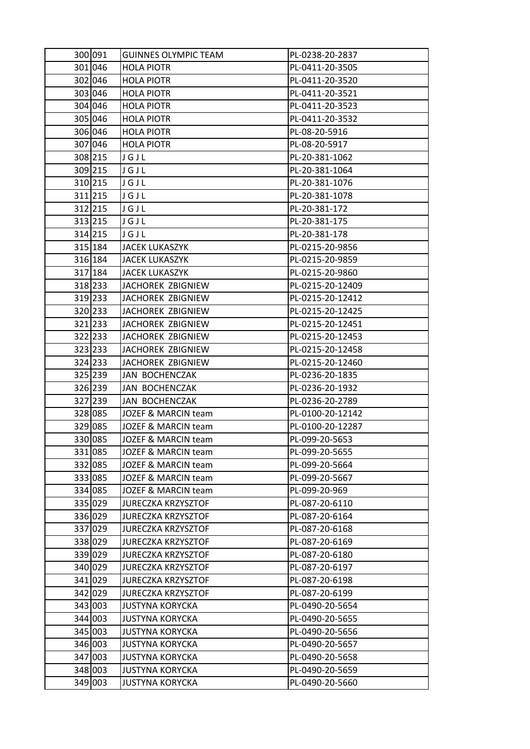| | | | |
|---|---|---|---|
| 300 | 091 | GUINNES OLYMPIC TEAM | PL-0238-20-2837 |
| 301 | 046 | HOLA PIOTR | PL-0411-20-3505 |
| 302 | 046 | HOLA PIOTR | PL-0411-20-3520 |
| 303 | 046 | HOLA PIOTR | PL-0411-20-3521 |
| 304 | 046 | HOLA PIOTR | PL-0411-20-3523 |
| 305 | 046 | HOLA PIOTR | PL-0411-20-3532 |
| 306 | 046 | HOLA PIOTR | PL-08-20-5916 |
| 307 | 046 | HOLA PIOTR | PL-08-20-5917 |
| 308 | 215 | J G J L | PL-20-381-1062 |
| 309 | 215 | J G J L | PL-20-381-1064 |
| 310 | 215 | J G J L | PL-20-381-1076 |
| 311 | 215 | J G J L | PL-20-381-1078 |
| 312 | 215 | J G J L | PL-20-381-172 |
| 313 | 215 | J G J L | PL-20-381-175 |
| 314 | 215 | J G J L | PL-20-381-178 |
| 315 | 184 | JACEK LUKASZYK | PL-0215-20-9856 |
| 316 | 184 | JACEK LUKASZYK | PL-0215-20-9859 |
| 317 | 184 | JACEK LUKASZYK | PL-0215-20-9860 |
| 318 | 233 | JACHOREK ZBIGNIEW | PL-0215-20-12409 |
| 319 | 233 | JACHOREK ZBIGNIEW | PL-0215-20-12412 |
| 320 | 233 | JACHOREK ZBIGNIEW | PL-0215-20-12425 |
| 321 | 233 | JACHOREK ZBIGNIEW | PL-0215-20-12451 |
| 322 | 233 | JACHOREK ZBIGNIEW | PL-0215-20-12453 |
| 323 | 233 | JACHOREK ZBIGNIEW | PL-0215-20-12458 |
| 324 | 233 | JACHOREK ZBIGNIEW | PL-0215-20-12460 |
| 325 | 239 | JAN BOCHENCZAK | PL-0236-20-1835 |
| 326 | 239 | JAN BOCHENCZAK | PL-0236-20-1932 |
| 327 | 239 | JAN BOCHENCZAK | PL-0236-20-2789 |
| 328 | 085 | JOZEF & MARCIN team | PL-0100-20-12142 |
| 329 | 085 | JOZEF & MARCIN team | PL-0100-20-12287 |
| 330 | 085 | JOZEF & MARCIN team | PL-099-20-5653 |
| 331 | 085 | JOZEF & MARCIN team | PL-099-20-5655 |
| 332 | 085 | JOZEF & MARCIN team | PL-099-20-5664 |
| 333 | 085 | JOZEF & MARCIN team | PL-099-20-5667 |
| 334 | 085 | JOZEF & MARCIN team | PL-099-20-969 |
| 335 | 029 | JURECZKA KRZYSZTOF | PL-087-20-6110 |
| 336 | 029 | JURECZKA KRZYSZTOF | PL-087-20-6164 |
| 337 | 029 | JURECZKA KRZYSZTOF | PL-087-20-6168 |
| 338 | 029 | JURECZKA KRZYSZTOF | PL-087-20-6169 |
| 339 | 029 | JURECZKA KRZYSZTOF | PL-087-20-6180 |
| 340 | 029 | JURECZKA KRZYSZTOF | PL-087-20-6197 |
| 341 | 029 | JURECZKA KRZYSZTOF | PL-087-20-6198 |
| 342 | 029 | JURECZKA KRZYSZTOF | PL-087-20-6199 |
| 343 | 003 | JUSTYNA KORYCKA | PL-0490-20-5654 |
| 344 | 003 | JUSTYNA KORYCKA | PL-0490-20-5655 |
| 345 | 003 | JUSTYNA KORYCKA | PL-0490-20-5656 |
| 346 | 003 | JUSTYNA KORYCKA | PL-0490-20-5657 |
| 347 | 003 | JUSTYNA KORYCKA | PL-0490-20-5658 |
| 348 | 003 | JUSTYNA KORYCKA | PL-0490-20-5659 |
| 349 | 003 | JUSTYNA KORYCKA | PL-0490-20-5660 |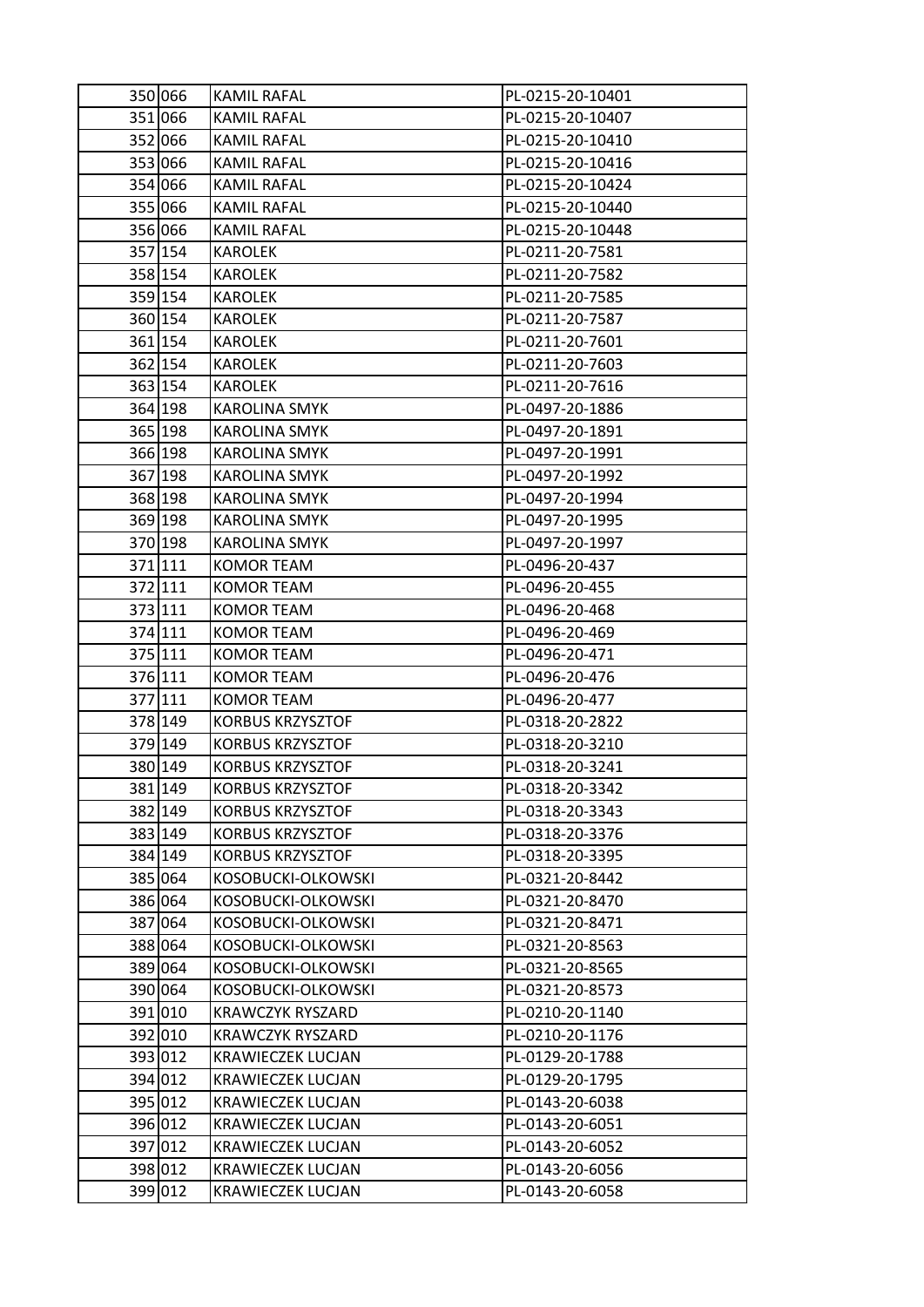| | | | |
|---|---|---|---|
| 350 | 066 | KAMIL RAFAL | PL-0215-20-10401 |
| 351 | 066 | KAMIL RAFAL | PL-0215-20-10407 |
| 352 | 066 | KAMIL RAFAL | PL-0215-20-10410 |
| 353 | 066 | KAMIL RAFAL | PL-0215-20-10416 |
| 354 | 066 | KAMIL RAFAL | PL-0215-20-10424 |
| 355 | 066 | KAMIL RAFAL | PL-0215-20-10440 |
| 356 | 066 | KAMIL RAFAL | PL-0215-20-10448 |
| 357 | 154 | KAROLEK | PL-0211-20-7581 |
| 358 | 154 | KAROLEK | PL-0211-20-7582 |
| 359 | 154 | KAROLEK | PL-0211-20-7585 |
| 360 | 154 | KAROLEK | PL-0211-20-7587 |
| 361 | 154 | KAROLEK | PL-0211-20-7601 |
| 362 | 154 | KAROLEK | PL-0211-20-7603 |
| 363 | 154 | KAROLEK | PL-0211-20-7616 |
| 364 | 198 | KAROLINA SMYK | PL-0497-20-1886 |
| 365 | 198 | KAROLINA SMYK | PL-0497-20-1891 |
| 366 | 198 | KAROLINA SMYK | PL-0497-20-1991 |
| 367 | 198 | KAROLINA SMYK | PL-0497-20-1992 |
| 368 | 198 | KAROLINA SMYK | PL-0497-20-1994 |
| 369 | 198 | KAROLINA SMYK | PL-0497-20-1995 |
| 370 | 198 | KAROLINA SMYK | PL-0497-20-1997 |
| 371 | 111 | KOMOR TEAM | PL-0496-20-437 |
| 372 | 111 | KOMOR TEAM | PL-0496-20-455 |
| 373 | 111 | KOMOR TEAM | PL-0496-20-468 |
| 374 | 111 | KOMOR TEAM | PL-0496-20-469 |
| 375 | 111 | KOMOR TEAM | PL-0496-20-471 |
| 376 | 111 | KOMOR TEAM | PL-0496-20-476 |
| 377 | 111 | KOMOR TEAM | PL-0496-20-477 |
| 378 | 149 | KORBUS KRZYSZTOF | PL-0318-20-2822 |
| 379 | 149 | KORBUS KRZYSZTOF | PL-0318-20-3210 |
| 380 | 149 | KORBUS KRZYSZTOF | PL-0318-20-3241 |
| 381 | 149 | KORBUS KRZYSZTOF | PL-0318-20-3342 |
| 382 | 149 | KORBUS KRZYSZTOF | PL-0318-20-3343 |
| 383 | 149 | KORBUS KRZYSZTOF | PL-0318-20-3376 |
| 384 | 149 | KORBUS KRZYSZTOF | PL-0318-20-3395 |
| 385 | 064 | KOSOBUCKI-OLKOWSKI | PL-0321-20-8442 |
| 386 | 064 | KOSOBUCKI-OLKOWSKI | PL-0321-20-8470 |
| 387 | 064 | KOSOBUCKI-OLKOWSKI | PL-0321-20-8471 |
| 388 | 064 | KOSOBUCKI-OLKOWSKI | PL-0321-20-8563 |
| 389 | 064 | KOSOBUCKI-OLKOWSKI | PL-0321-20-8565 |
| 390 | 064 | KOSOBUCKI-OLKOWSKI | PL-0321-20-8573 |
| 391 | 010 | KRAWCZYK RYSZARD | PL-0210-20-1140 |
| 392 | 010 | KRAWCZYK RYSZARD | PL-0210-20-1176 |
| 393 | 012 | KRAWIECZEK LUCJAN | PL-0129-20-1788 |
| 394 | 012 | KRAWIECZEK LUCJAN | PL-0129-20-1795 |
| 395 | 012 | KRAWIECZEK LUCJAN | PL-0143-20-6038 |
| 396 | 012 | KRAWIECZEK LUCJAN | PL-0143-20-6051 |
| 397 | 012 | KRAWIECZEK LUCJAN | PL-0143-20-6052 |
| 398 | 012 | KRAWIECZEK LUCJAN | PL-0143-20-6056 |
| 399 | 012 | KRAWIECZEK LUCJAN | PL-0143-20-6058 |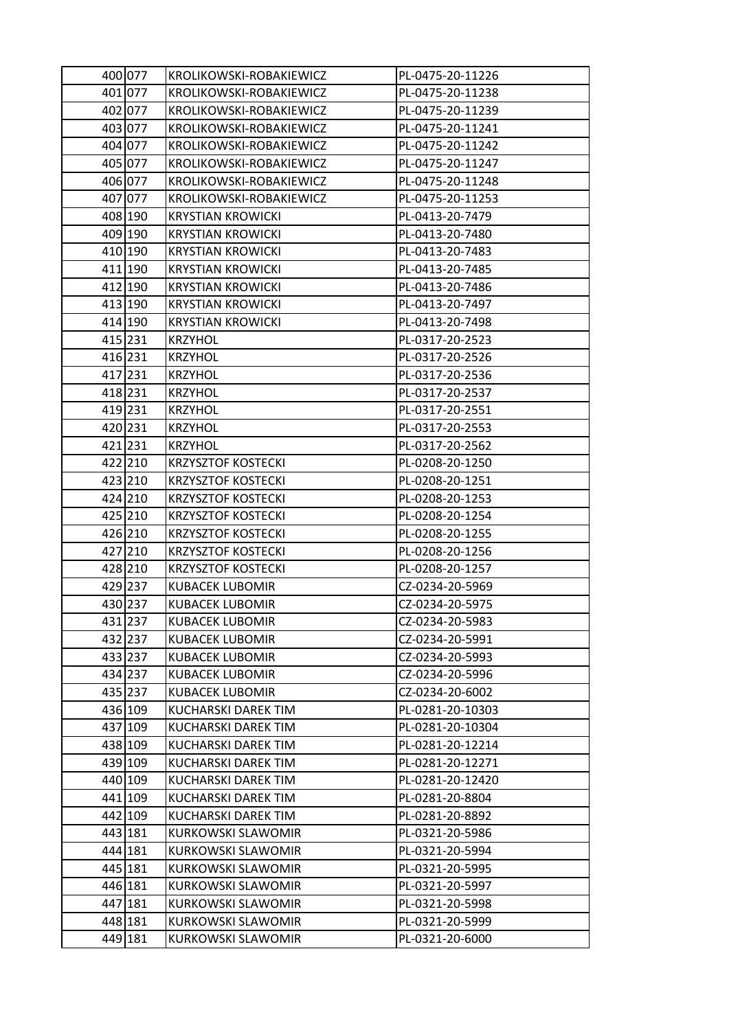| 400 | 077 | KROLIKOWSKI-ROBAKIEWICZ | PL-0475-20-11226 |
|---|---|---|---|
| 401 | 077 | KROLIKOWSKI-ROBAKIEWICZ | PL-0475-20-11238 |
| 402 | 077 | KROLIKOWSKI-ROBAKIEWICZ | PL-0475-20-11239 |
| 403 | 077 | KROLIKOWSKI-ROBAKIEWICZ | PL-0475-20-11241 |
| 404 | 077 | KROLIKOWSKI-ROBAKIEWICZ | PL-0475-20-11242 |
| 405 | 077 | KROLIKOWSKI-ROBAKIEWICZ | PL-0475-20-11247 |
| 406 | 077 | KROLIKOWSKI-ROBAKIEWICZ | PL-0475-20-11248 |
| 407 | 077 | KROLIKOWSKI-ROBAKIEWICZ | PL-0475-20-11253 |
| 408 | 190 | KRYSTIAN KROWICKI | PL-0413-20-7479 |
| 409 | 190 | KRYSTIAN KROWICKI | PL-0413-20-7480 |
| 410 | 190 | KRYSTIAN KROWICKI | PL-0413-20-7483 |
| 411 | 190 | KRYSTIAN KROWICKI | PL-0413-20-7485 |
| 412 | 190 | KRYSTIAN KROWICKI | PL-0413-20-7486 |
| 413 | 190 | KRYSTIAN KROWICKI | PL-0413-20-7497 |
| 414 | 190 | KRYSTIAN KROWICKI | PL-0413-20-7498 |
| 415 | 231 | KRZYHOL | PL-0317-20-2523 |
| 416 | 231 | KRZYHOL | PL-0317-20-2526 |
| 417 | 231 | KRZYHOL | PL-0317-20-2536 |
| 418 | 231 | KRZYHOL | PL-0317-20-2537 |
| 419 | 231 | KRZYHOL | PL-0317-20-2551 |
| 420 | 231 | KRZYHOL | PL-0317-20-2553 |
| 421 | 231 | KRZYHOL | PL-0317-20-2562 |
| 422 | 210 | KRZYSZTOF KOSTECKI | PL-0208-20-1250 |
| 423 | 210 | KRZYSZTOF KOSTECKI | PL-0208-20-1251 |
| 424 | 210 | KRZYSZTOF KOSTECKI | PL-0208-20-1253 |
| 425 | 210 | KRZYSZTOF KOSTECKI | PL-0208-20-1254 |
| 426 | 210 | KRZYSZTOF KOSTECKI | PL-0208-20-1255 |
| 427 | 210 | KRZYSZTOF KOSTECKI | PL-0208-20-1256 |
| 428 | 210 | KRZYSZTOF KOSTECKI | PL-0208-20-1257 |
| 429 | 237 | KUBACEK LUBOMIR | CZ-0234-20-5969 |
| 430 | 237 | KUBACEK LUBOMIR | CZ-0234-20-5975 |
| 431 | 237 | KUBACEK LUBOMIR | CZ-0234-20-5983 |
| 432 | 237 | KUBACEK LUBOMIR | CZ-0234-20-5991 |
| 433 | 237 | KUBACEK LUBOMIR | CZ-0234-20-5993 |
| 434 | 237 | KUBACEK LUBOMIR | CZ-0234-20-5996 |
| 435 | 237 | KUBACEK LUBOMIR | CZ-0234-20-6002 |
| 436 | 109 | KUCHARSKI DAREK TIM | PL-0281-20-10303 |
| 437 | 109 | KUCHARSKI DAREK TIM | PL-0281-20-10304 |
| 438 | 109 | KUCHARSKI DAREK TIM | PL-0281-20-12214 |
| 439 | 109 | KUCHARSKI DAREK TIM | PL-0281-20-12271 |
| 440 | 109 | KUCHARSKI DAREK TIM | PL-0281-20-12420 |
| 441 | 109 | KUCHARSKI DAREK TIM | PL-0281-20-8804 |
| 442 | 109 | KUCHARSKI DAREK TIM | PL-0281-20-8892 |
| 443 | 181 | KURKOWSKI SLAWOMIR | PL-0321-20-5986 |
| 444 | 181 | KURKOWSKI SLAWOMIR | PL-0321-20-5994 |
| 445 | 181 | KURKOWSKI SLAWOMIR | PL-0321-20-5995 |
| 446 | 181 | KURKOWSKI SLAWOMIR | PL-0321-20-5997 |
| 447 | 181 | KURKOWSKI SLAWOMIR | PL-0321-20-5998 |
| 448 | 181 | KURKOWSKI SLAWOMIR | PL-0321-20-5999 |
| 449 | 181 | KURKOWSKI SLAWOMIR | PL-0321-20-6000 |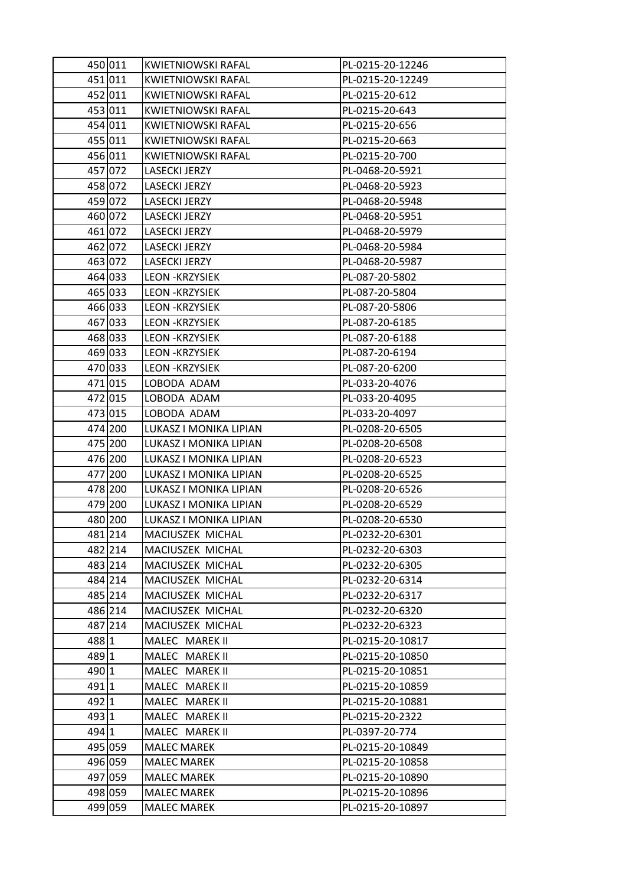| | | | |
|---|---|---|---|
| 450 | 011 | KWIETNIOWSKI RAFAL | PL-0215-20-12246 |
| 451 | 011 | KWIETNIOWSKI RAFAL | PL-0215-20-12249 |
| 452 | 011 | KWIETNIOWSKI RAFAL | PL-0215-20-612 |
| 453 | 011 | KWIETNIOWSKI RAFAL | PL-0215-20-643 |
| 454 | 011 | KWIETNIOWSKI RAFAL | PL-0215-20-656 |
| 455 | 011 | KWIETNIOWSKI RAFAL | PL-0215-20-663 |
| 456 | 011 | KWIETNIOWSKI RAFAL | PL-0215-20-700 |
| 457 | 072 | LASECKI JERZY | PL-0468-20-5921 |
| 458 | 072 | LASECKI JERZY | PL-0468-20-5923 |
| 459 | 072 | LASECKI JERZY | PL-0468-20-5948 |
| 460 | 072 | LASECKI JERZY | PL-0468-20-5951 |
| 461 | 072 | LASECKI JERZY | PL-0468-20-5979 |
| 462 | 072 | LASECKI JERZY | PL-0468-20-5984 |
| 463 | 072 | LASECKI JERZY | PL-0468-20-5987 |
| 464 | 033 | LEON -KRZYSIEK | PL-087-20-5802 |
| 465 | 033 | LEON -KRZYSIEK | PL-087-20-5804 |
| 466 | 033 | LEON -KRZYSIEK | PL-087-20-5806 |
| 467 | 033 | LEON -KRZYSIEK | PL-087-20-6185 |
| 468 | 033 | LEON -KRZYSIEK | PL-087-20-6188 |
| 469 | 033 | LEON -KRZYSIEK | PL-087-20-6194 |
| 470 | 033 | LEON -KRZYSIEK | PL-087-20-6200 |
| 471 | 015 | LOBODA ADAM | PL-033-20-4076 |
| 472 | 015 | LOBODA ADAM | PL-033-20-4095 |
| 473 | 015 | LOBODA ADAM | PL-033-20-4097 |
| 474 | 200 | LUKASZ I MONIKA LIPIAN | PL-0208-20-6505 |
| 475 | 200 | LUKASZ I MONIKA LIPIAN | PL-0208-20-6508 |
| 476 | 200 | LUKASZ I MONIKA LIPIAN | PL-0208-20-6523 |
| 477 | 200 | LUKASZ I MONIKA LIPIAN | PL-0208-20-6525 |
| 478 | 200 | LUKASZ I MONIKA LIPIAN | PL-0208-20-6526 |
| 479 | 200 | LUKASZ I MONIKA LIPIAN | PL-0208-20-6529 |
| 480 | 200 | LUKASZ I MONIKA LIPIAN | PL-0208-20-6530 |
| 481 | 214 | MACIUSZEK MICHAL | PL-0232-20-6301 |
| 482 | 214 | MACIUSZEK MICHAL | PL-0232-20-6303 |
| 483 | 214 | MACIUSZEK MICHAL | PL-0232-20-6305 |
| 484 | 214 | MACIUSZEK MICHAL | PL-0232-20-6314 |
| 485 | 214 | MACIUSZEK MICHAL | PL-0232-20-6317 |
| 486 | 214 | MACIUSZEK MICHAL | PL-0232-20-6320 |
| 487 | 214 | MACIUSZEK MICHAL | PL-0232-20-6323 |
| 488 | 1 | MALEC MAREK II | PL-0215-20-10817 |
| 489 | 1 | MALEC MAREK II | PL-0215-20-10850 |
| 490 | 1 | MALEC MAREK II | PL-0215-20-10851 |
| 491 | 1 | MALEC MAREK II | PL-0215-20-10859 |
| 492 | 1 | MALEC MAREK II | PL-0215-20-10881 |
| 493 | 1 | MALEC MAREK II | PL-0215-20-2322 |
| 494 | 1 | MALEC MAREK II | PL-0397-20-774 |
| 495 | 059 | MALEC MAREK | PL-0215-20-10849 |
| 496 | 059 | MALEC MAREK | PL-0215-20-10858 |
| 497 | 059 | MALEC MAREK | PL-0215-20-10890 |
| 498 | 059 | MALEC MAREK | PL-0215-20-10896 |
| 499 | 059 | MALEC MAREK | PL-0215-20-10897 |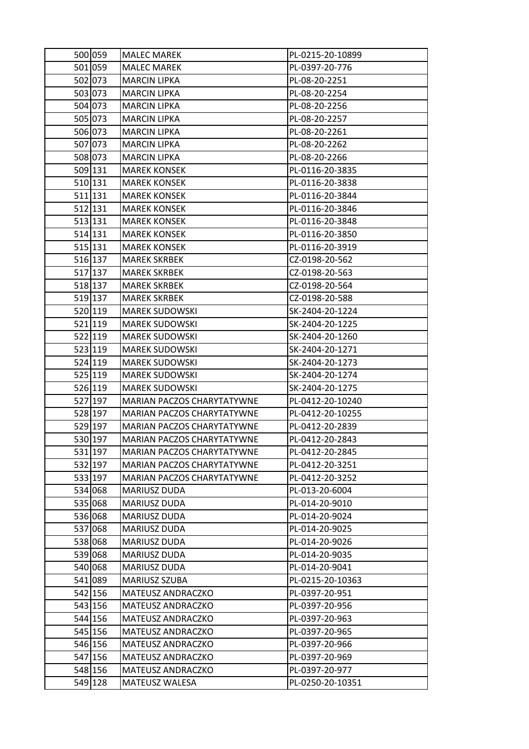| | | | |
|---|---|---|---|
| 500 | 059 | MALEC MAREK | PL-0215-20-10899 |
| 501 | 059 | MALEC MAREK | PL-0397-20-776 |
| 502 | 073 | MARCIN LIPKA | PL-08-20-2251 |
| 503 | 073 | MARCIN LIPKA | PL-08-20-2254 |
| 504 | 073 | MARCIN LIPKA | PL-08-20-2256 |
| 505 | 073 | MARCIN LIPKA | PL-08-20-2257 |
| 506 | 073 | MARCIN LIPKA | PL-08-20-2261 |
| 507 | 073 | MARCIN LIPKA | PL-08-20-2262 |
| 508 | 073 | MARCIN LIPKA | PL-08-20-2266 |
| 509 | 131 | MAREK KONSEK | PL-0116-20-3835 |
| 510 | 131 | MAREK KONSEK | PL-0116-20-3838 |
| 511 | 131 | MAREK KONSEK | PL-0116-20-3844 |
| 512 | 131 | MAREK KONSEK | PL-0116-20-3846 |
| 513 | 131 | MAREK KONSEK | PL-0116-20-3848 |
| 514 | 131 | MAREK KONSEK | PL-0116-20-3850 |
| 515 | 131 | MAREK KONSEK | PL-0116-20-3919 |
| 516 | 137 | MAREK SKRBEK | CZ-0198-20-562 |
| 517 | 137 | MAREK SKRBEK | CZ-0198-20-563 |
| 518 | 137 | MAREK SKRBEK | CZ-0198-20-564 |
| 519 | 137 | MAREK SKRBEK | CZ-0198-20-588 |
| 520 | 119 | MAREK SUDOWSKI | SK-2404-20-1224 |
| 521 | 119 | MAREK SUDOWSKI | SK-2404-20-1225 |
| 522 | 119 | MAREK SUDOWSKI | SK-2404-20-1260 |
| 523 | 119 | MAREK SUDOWSKI | SK-2404-20-1271 |
| 524 | 119 | MAREK SUDOWSKI | SK-2404-20-1273 |
| 525 | 119 | MAREK SUDOWSKI | SK-2404-20-1274 |
| 526 | 119 | MAREK SUDOWSKI | SK-2404-20-1275 |
| 527 | 197 | MARIAN PACZOS CHARYTATYWNE | PL-0412-20-10240 |
| 528 | 197 | MARIAN PACZOS CHARYTATYWNE | PL-0412-20-10255 |
| 529 | 197 | MARIAN PACZOS CHARYTATYWNE | PL-0412-20-2839 |
| 530 | 197 | MARIAN PACZOS CHARYTATYWNE | PL-0412-20-2843 |
| 531 | 197 | MARIAN PACZOS CHARYTATYWNE | PL-0412-20-2845 |
| 532 | 197 | MARIAN PACZOS CHARYTATYWNE | PL-0412-20-3251 |
| 533 | 197 | MARIAN PACZOS CHARYTATYWNE | PL-0412-20-3252 |
| 534 | 068 | MARIUSZ DUDA | PL-013-20-6004 |
| 535 | 068 | MARIUSZ DUDA | PL-014-20-9010 |
| 536 | 068 | MARIUSZ DUDA | PL-014-20-9024 |
| 537 | 068 | MARIUSZ DUDA | PL-014-20-9025 |
| 538 | 068 | MARIUSZ DUDA | PL-014-20-9026 |
| 539 | 068 | MARIUSZ DUDA | PL-014-20-9035 |
| 540 | 068 | MARIUSZ DUDA | PL-014-20-9041 |
| 541 | 089 | MARIUSZ SZUBA | PL-0215-20-10363 |
| 542 | 156 | MATEUSZ ANDRACZKO | PL-0397-20-951 |
| 543 | 156 | MATEUSZ ANDRACZKO | PL-0397-20-956 |
| 544 | 156 | MATEUSZ ANDRACZKO | PL-0397-20-963 |
| 545 | 156 | MATEUSZ ANDRACZKO | PL-0397-20-965 |
| 546 | 156 | MATEUSZ ANDRACZKO | PL-0397-20-966 |
| 547 | 156 | MATEUSZ ANDRACZKO | PL-0397-20-969 |
| 548 | 156 | MATEUSZ ANDRACZKO | PL-0397-20-977 |
| 549 | 128 | MATEUSZ WALESA | PL-0250-20-10351 |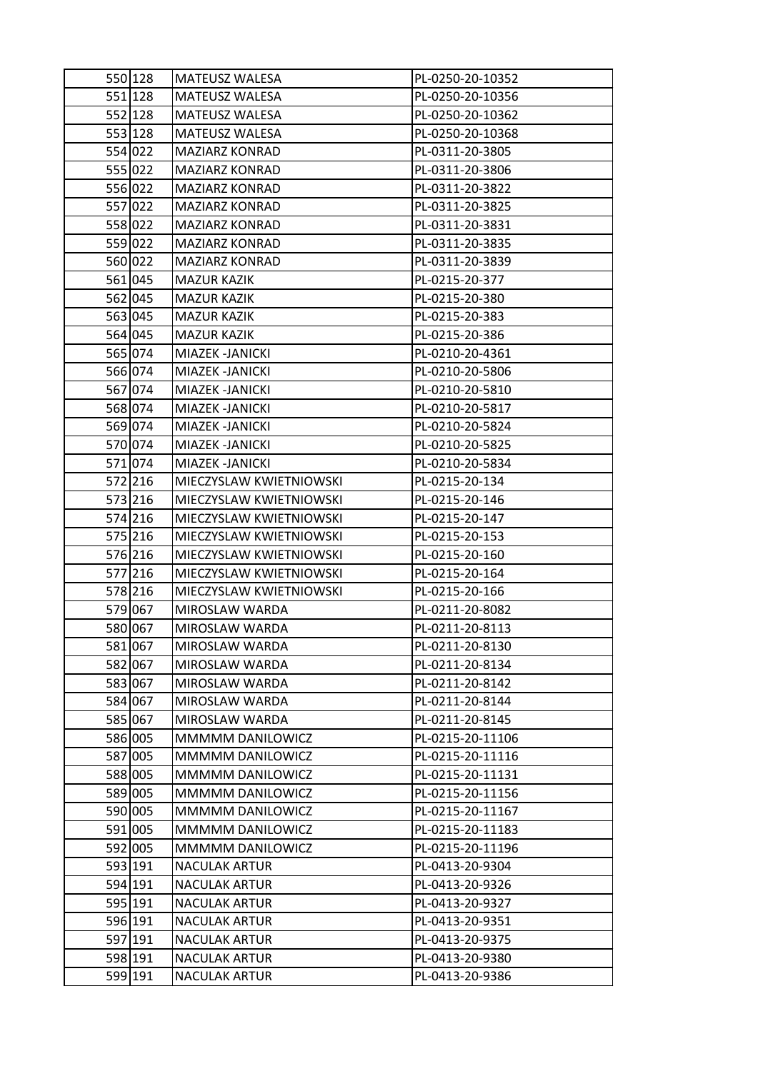| | | | |
|---|---|---|---|
| 550 | 128 | MATEUSZ WALESA | PL-0250-20-10352 |
| 551 | 128 | MATEUSZ WALESA | PL-0250-20-10356 |
| 552 | 128 | MATEUSZ WALESA | PL-0250-20-10362 |
| 553 | 128 | MATEUSZ WALESA | PL-0250-20-10368 |
| 554 | 022 | MAZIARZ KONRAD | PL-0311-20-3805 |
| 555 | 022 | MAZIARZ KONRAD | PL-0311-20-3806 |
| 556 | 022 | MAZIARZ KONRAD | PL-0311-20-3822 |
| 557 | 022 | MAZIARZ KONRAD | PL-0311-20-3825 |
| 558 | 022 | MAZIARZ KONRAD | PL-0311-20-3831 |
| 559 | 022 | MAZIARZ KONRAD | PL-0311-20-3835 |
| 560 | 022 | MAZIARZ KONRAD | PL-0311-20-3839 |
| 561 | 045 | MAZUR KAZIK | PL-0215-20-377 |
| 562 | 045 | MAZUR KAZIK | PL-0215-20-380 |
| 563 | 045 | MAZUR KAZIK | PL-0215-20-383 |
| 564 | 045 | MAZUR KAZIK | PL-0215-20-386 |
| 565 | 074 | MIAZEK -JANICKI | PL-0210-20-4361 |
| 566 | 074 | MIAZEK -JANICKI | PL-0210-20-5806 |
| 567 | 074 | MIAZEK -JANICKI | PL-0210-20-5810 |
| 568 | 074 | MIAZEK -JANICKI | PL-0210-20-5817 |
| 569 | 074 | MIAZEK -JANICKI | PL-0210-20-5824 |
| 570 | 074 | MIAZEK -JANICKI | PL-0210-20-5825 |
| 571 | 074 | MIAZEK -JANICKI | PL-0210-20-5834 |
| 572 | 216 | MIECZYSLAW KWIETNIOWSKI | PL-0215-20-134 |
| 573 | 216 | MIECZYSLAW KWIETNIOWSKI | PL-0215-20-146 |
| 574 | 216 | MIECZYSLAW KWIETNIOWSKI | PL-0215-20-147 |
| 575 | 216 | MIECZYSLAW KWIETNIOWSKI | PL-0215-20-153 |
| 576 | 216 | MIECZYSLAW KWIETNIOWSKI | PL-0215-20-160 |
| 577 | 216 | MIECZYSLAW KWIETNIOWSKI | PL-0215-20-164 |
| 578 | 216 | MIECZYSLAW KWIETNIOWSKI | PL-0215-20-166 |
| 579 | 067 | MIROSLAW WARDA | PL-0211-20-8082 |
| 580 | 067 | MIROSLAW WARDA | PL-0211-20-8113 |
| 581 | 067 | MIROSLAW WARDA | PL-0211-20-8130 |
| 582 | 067 | MIROSLAW WARDA | PL-0211-20-8134 |
| 583 | 067 | MIROSLAW WARDA | PL-0211-20-8142 |
| 584 | 067 | MIROSLAW WARDA | PL-0211-20-8144 |
| 585 | 067 | MIROSLAW WARDA | PL-0211-20-8145 |
| 586 | 005 | MMMMM DANILOWICZ | PL-0215-20-11106 |
| 587 | 005 | MMMMM DANILOWICZ | PL-0215-20-11116 |
| 588 | 005 | MMMMM DANILOWICZ | PL-0215-20-11131 |
| 589 | 005 | MMMMM DANILOWICZ | PL-0215-20-11156 |
| 590 | 005 | MMMMM DANILOWICZ | PL-0215-20-11167 |
| 591 | 005 | MMMMM DANILOWICZ | PL-0215-20-11183 |
| 592 | 005 | MMMMM DANILOWICZ | PL-0215-20-11196 |
| 593 | 191 | NACULAK ARTUR | PL-0413-20-9304 |
| 594 | 191 | NACULAK ARTUR | PL-0413-20-9326 |
| 595 | 191 | NACULAK ARTUR | PL-0413-20-9327 |
| 596 | 191 | NACULAK ARTUR | PL-0413-20-9351 |
| 597 | 191 | NACULAK ARTUR | PL-0413-20-9375 |
| 598 | 191 | NACULAK ARTUR | PL-0413-20-9380 |
| 599 | 191 | NACULAK ARTUR | PL-0413-20-9386 |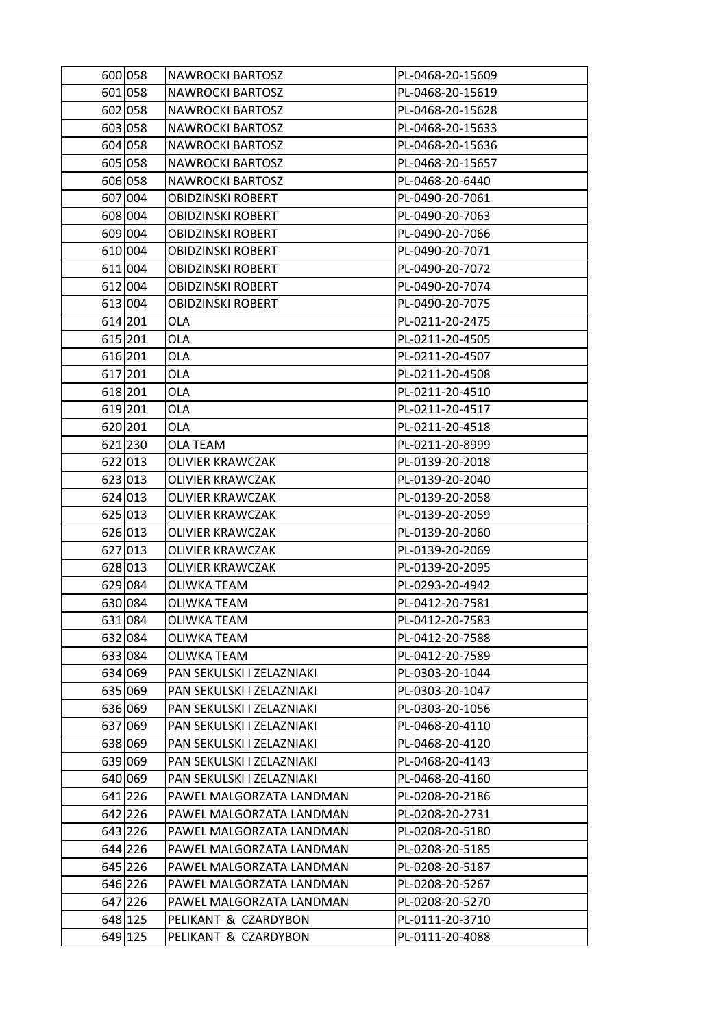| | | | |
|---|---|---|---|
| 600 | 058 | NAWROCKI BARTOSZ | PL-0468-20-15609 |
| 601 | 058 | NAWROCKI BARTOSZ | PL-0468-20-15619 |
| 602 | 058 | NAWROCKI BARTOSZ | PL-0468-20-15628 |
| 603 | 058 | NAWROCKI BARTOSZ | PL-0468-20-15633 |
| 604 | 058 | NAWROCKI BARTOSZ | PL-0468-20-15636 |
| 605 | 058 | NAWROCKI BARTOSZ | PL-0468-20-15657 |
| 606 | 058 | NAWROCKI BARTOSZ | PL-0468-20-6440 |
| 607 | 004 | OBIDZINSKI ROBERT | PL-0490-20-7061 |
| 608 | 004 | OBIDZINSKI ROBERT | PL-0490-20-7063 |
| 609 | 004 | OBIDZINSKI ROBERT | PL-0490-20-7066 |
| 610 | 004 | OBIDZINSKI ROBERT | PL-0490-20-7071 |
| 611 | 004 | OBIDZINSKI ROBERT | PL-0490-20-7072 |
| 612 | 004 | OBIDZINSKI ROBERT | PL-0490-20-7074 |
| 613 | 004 | OBIDZINSKI ROBERT | PL-0490-20-7075 |
| 614 | 201 | OLA | PL-0211-20-2475 |
| 615 | 201 | OLA | PL-0211-20-4505 |
| 616 | 201 | OLA | PL-0211-20-4507 |
| 617 | 201 | OLA | PL-0211-20-4508 |
| 618 | 201 | OLA | PL-0211-20-4510 |
| 619 | 201 | OLA | PL-0211-20-4517 |
| 620 | 201 | OLA | PL-0211-20-4518 |
| 621 | 230 | OLA TEAM | PL-0211-20-8999 |
| 622 | 013 | OLIVIER KRAWCZAK | PL-0139-20-2018 |
| 623 | 013 | OLIVIER KRAWCZAK | PL-0139-20-2040 |
| 624 | 013 | OLIVIER KRAWCZAK | PL-0139-20-2058 |
| 625 | 013 | OLIVIER KRAWCZAK | PL-0139-20-2059 |
| 626 | 013 | OLIVIER KRAWCZAK | PL-0139-20-2060 |
| 627 | 013 | OLIVIER KRAWCZAK | PL-0139-20-2069 |
| 628 | 013 | OLIVIER KRAWCZAK | PL-0139-20-2095 |
| 629 | 084 | OLIWKA TEAM | PL-0293-20-4942 |
| 630 | 084 | OLIWKA TEAM | PL-0412-20-7581 |
| 631 | 084 | OLIWKA TEAM | PL-0412-20-7583 |
| 632 | 084 | OLIWKA TEAM | PL-0412-20-7588 |
| 633 | 084 | OLIWKA TEAM | PL-0412-20-7589 |
| 634 | 069 | PAN SEKULSKI I ZELAZNIAKI | PL-0303-20-1044 |
| 635 | 069 | PAN SEKULSKI I ZELAZNIAKI | PL-0303-20-1047 |
| 636 | 069 | PAN SEKULSKI I ZELAZNIAKI | PL-0303-20-1056 |
| 637 | 069 | PAN SEKULSKI I ZELAZNIAKI | PL-0468-20-4110 |
| 638 | 069 | PAN SEKULSKI I ZELAZNIAKI | PL-0468-20-4120 |
| 639 | 069 | PAN SEKULSKI I ZELAZNIAKI | PL-0468-20-4143 |
| 640 | 069 | PAN SEKULSKI I ZELAZNIAKI | PL-0468-20-4160 |
| 641 | 226 | PAWEL MALGORZATA LANDMAN | PL-0208-20-2186 |
| 642 | 226 | PAWEL MALGORZATA LANDMAN | PL-0208-20-2731 |
| 643 | 226 | PAWEL MALGORZATA LANDMAN | PL-0208-20-5180 |
| 644 | 226 | PAWEL MALGORZATA LANDMAN | PL-0208-20-5185 |
| 645 | 226 | PAWEL MALGORZATA LANDMAN | PL-0208-20-5187 |
| 646 | 226 | PAWEL MALGORZATA LANDMAN | PL-0208-20-5267 |
| 647 | 226 | PAWEL MALGORZATA LANDMAN | PL-0208-20-5270 |
| 648 | 125 | PELIKANT & CZARDYBON | PL-0111-20-3710 |
| 649 | 125 | PELIKANT & CZARDYBON | PL-0111-20-4088 |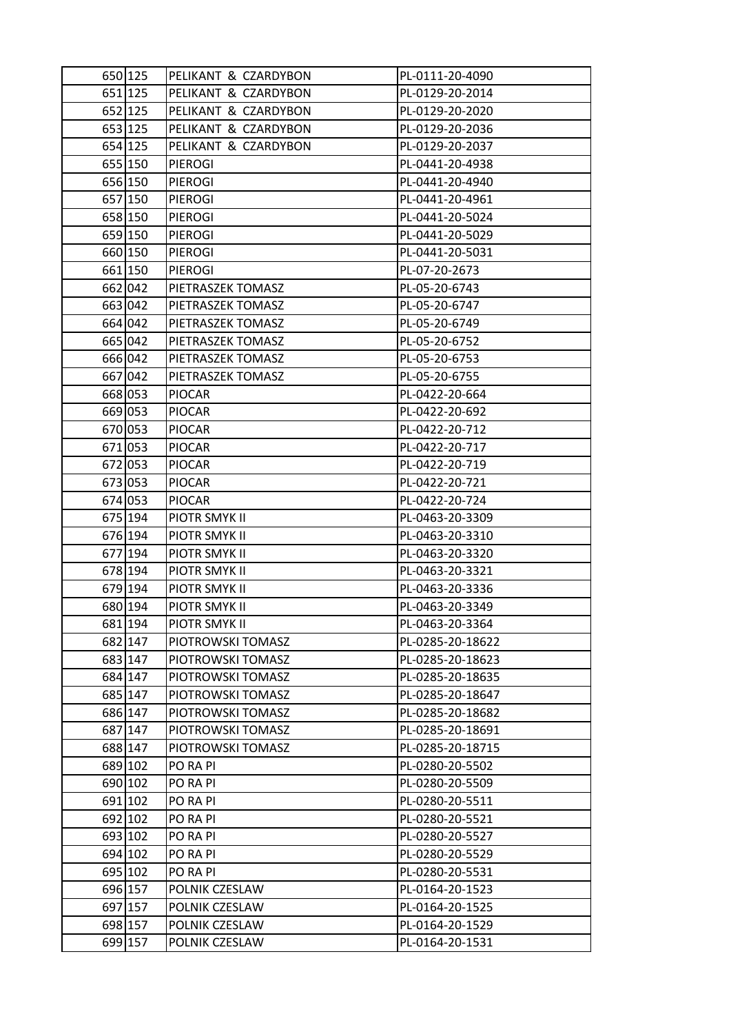| 650 | 125 | PELIKANT & CZARDYBON | PL-0111-20-4090 |
|---|---|---|---|
| 651 | 125 | PELIKANT & CZARDYBON | PL-0129-20-2014 |
| 652 | 125 | PELIKANT & CZARDYBON | PL-0129-20-2020 |
| 653 | 125 | PELIKANT & CZARDYBON | PL-0129-20-2036 |
| 654 | 125 | PELIKANT & CZARDYBON | PL-0129-20-2037 |
| 655 | 150 | PIEROGI | PL-0441-20-4938 |
| 656 | 150 | PIEROGI | PL-0441-20-4940 |
| 657 | 150 | PIEROGI | PL-0441-20-4961 |
| 658 | 150 | PIEROGI | PL-0441-20-5024 |
| 659 | 150 | PIEROGI | PL-0441-20-5029 |
| 660 | 150 | PIEROGI | PL-0441-20-5031 |
| 661 | 150 | PIEROGI | PL-07-20-2673 |
| 662 | 042 | PIETRASZEK TOMASZ | PL-05-20-6743 |
| 663 | 042 | PIETRASZEK TOMASZ | PL-05-20-6747 |
| 664 | 042 | PIETRASZEK TOMASZ | PL-05-20-6749 |
| 665 | 042 | PIETRASZEK TOMASZ | PL-05-20-6752 |
| 666 | 042 | PIETRASZEK TOMASZ | PL-05-20-6753 |
| 667 | 042 | PIETRASZEK TOMASZ | PL-05-20-6755 |
| 668 | 053 | PIOCAR | PL-0422-20-664 |
| 669 | 053 | PIOCAR | PL-0422-20-692 |
| 670 | 053 | PIOCAR | PL-0422-20-712 |
| 671 | 053 | PIOCAR | PL-0422-20-717 |
| 672 | 053 | PIOCAR | PL-0422-20-719 |
| 673 | 053 | PIOCAR | PL-0422-20-721 |
| 674 | 053 | PIOCAR | PL-0422-20-724 |
| 675 | 194 | PIOTR SMYK II | PL-0463-20-3309 |
| 676 | 194 | PIOTR SMYK II | PL-0463-20-3310 |
| 677 | 194 | PIOTR SMYK II | PL-0463-20-3320 |
| 678 | 194 | PIOTR SMYK II | PL-0463-20-3321 |
| 679 | 194 | PIOTR SMYK II | PL-0463-20-3336 |
| 680 | 194 | PIOTR SMYK II | PL-0463-20-3349 |
| 681 | 194 | PIOTR SMYK II | PL-0463-20-3364 |
| 682 | 147 | PIOTROWSKI TOMASZ | PL-0285-20-18622 |
| 683 | 147 | PIOTROWSKI TOMASZ | PL-0285-20-18623 |
| 684 | 147 | PIOTROWSKI TOMASZ | PL-0285-20-18635 |
| 685 | 147 | PIOTROWSKI TOMASZ | PL-0285-20-18647 |
| 686 | 147 | PIOTROWSKI TOMASZ | PL-0285-20-18682 |
| 687 | 147 | PIOTROWSKI TOMASZ | PL-0285-20-18691 |
| 688 | 147 | PIOTROWSKI TOMASZ | PL-0285-20-18715 |
| 689 | 102 | PO RA PI | PL-0280-20-5502 |
| 690 | 102 | PO RA PI | PL-0280-20-5509 |
| 691 | 102 | PO RA PI | PL-0280-20-5511 |
| 692 | 102 | PO RA PI | PL-0280-20-5521 |
| 693 | 102 | PO RA PI | PL-0280-20-5527 |
| 694 | 102 | PO RA PI | PL-0280-20-5529 |
| 695 | 102 | PO RA PI | PL-0280-20-5531 |
| 696 | 157 | POLNIK CZESLAW | PL-0164-20-1523 |
| 697 | 157 | POLNIK CZESLAW | PL-0164-20-1525 |
| 698 | 157 | POLNIK CZESLAW | PL-0164-20-1529 |
| 699 | 157 | POLNIK CZESLAW | PL-0164-20-1531 |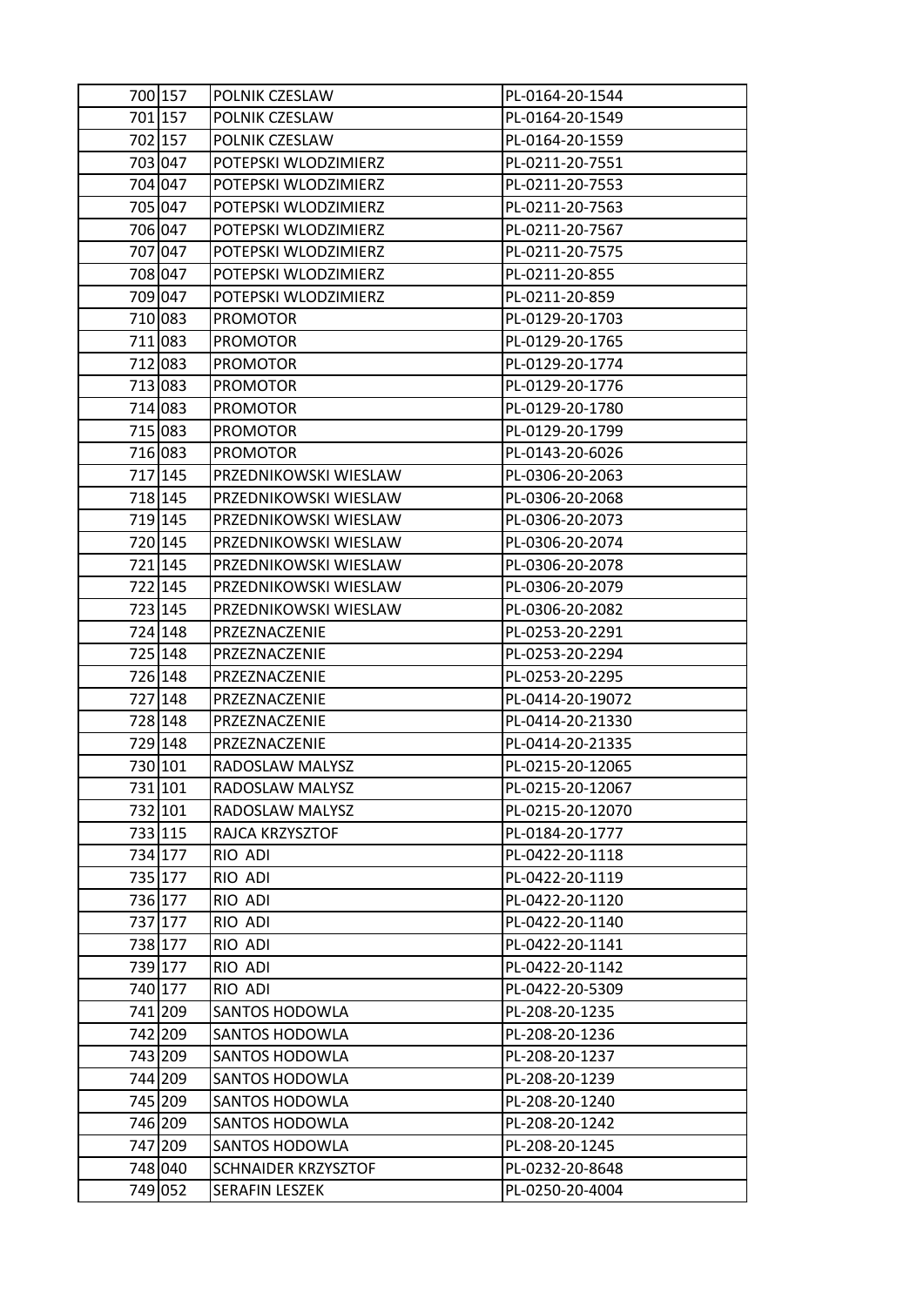| | | | |
|---|---|---|---|
| 700 | 157 | POLNIK CZESLAW | PL-0164-20-1544 |
| 701 | 157 | POLNIK CZESLAW | PL-0164-20-1549 |
| 702 | 157 | POLNIK CZESLAW | PL-0164-20-1559 |
| 703 | 047 | POTEPSKI WLODZIMIERZ | PL-0211-20-7551 |
| 704 | 047 | POTEPSKI WLODZIMIERZ | PL-0211-20-7553 |
| 705 | 047 | POTEPSKI WLODZIMIERZ | PL-0211-20-7563 |
| 706 | 047 | POTEPSKI WLODZIMIERZ | PL-0211-20-7567 |
| 707 | 047 | POTEPSKI WLODZIMIERZ | PL-0211-20-7575 |
| 708 | 047 | POTEPSKI WLODZIMIERZ | PL-0211-20-855 |
| 709 | 047 | POTEPSKI WLODZIMIERZ | PL-0211-20-859 |
| 710 | 083 | PROMOTOR | PL-0129-20-1703 |
| 711 | 083 | PROMOTOR | PL-0129-20-1765 |
| 712 | 083 | PROMOTOR | PL-0129-20-1774 |
| 713 | 083 | PROMOTOR | PL-0129-20-1776 |
| 714 | 083 | PROMOTOR | PL-0129-20-1780 |
| 715 | 083 | PROMOTOR | PL-0129-20-1799 |
| 716 | 083 | PROMOTOR | PL-0143-20-6026 |
| 717 | 145 | PRZEDNIKOWSKI WIESLAW | PL-0306-20-2063 |
| 718 | 145 | PRZEDNIKOWSKI WIESLAW | PL-0306-20-2068 |
| 719 | 145 | PRZEDNIKOWSKI WIESLAW | PL-0306-20-2073 |
| 720 | 145 | PRZEDNIKOWSKI WIESLAW | PL-0306-20-2074 |
| 721 | 145 | PRZEDNIKOWSKI WIESLAW | PL-0306-20-2078 |
| 722 | 145 | PRZEDNIKOWSKI WIESLAW | PL-0306-20-2079 |
| 723 | 145 | PRZEDNIKOWSKI WIESLAW | PL-0306-20-2082 |
| 724 | 148 | PRZEZNACZENIE | PL-0253-20-2291 |
| 725 | 148 | PRZEZNACZENIE | PL-0253-20-2294 |
| 726 | 148 | PRZEZNACZENIE | PL-0253-20-2295 |
| 727 | 148 | PRZEZNACZENIE | PL-0414-20-19072 |
| 728 | 148 | PRZEZNACZENIE | PL-0414-20-21330 |
| 729 | 148 | PRZEZNACZENIE | PL-0414-20-21335 |
| 730 | 101 | RADOSLAW MALYSZ | PL-0215-20-12065 |
| 731 | 101 | RADOSLAW MALYSZ | PL-0215-20-12067 |
| 732 | 101 | RADOSLAW MALYSZ | PL-0215-20-12070 |
| 733 | 115 | RAJCA KRZYSZTOF | PL-0184-20-1777 |
| 734 | 177 | RIO ADI | PL-0422-20-1118 |
| 735 | 177 | RIO ADI | PL-0422-20-1119 |
| 736 | 177 | RIO ADI | PL-0422-20-1120 |
| 737 | 177 | RIO ADI | PL-0422-20-1140 |
| 738 | 177 | RIO ADI | PL-0422-20-1141 |
| 739 | 177 | RIO ADI | PL-0422-20-1142 |
| 740 | 177 | RIO ADI | PL-0422-20-5309 |
| 741 | 209 | SANTOS HODOWLA | PL-208-20-1235 |
| 742 | 209 | SANTOS HODOWLA | PL-208-20-1236 |
| 743 | 209 | SANTOS HODOWLA | PL-208-20-1237 |
| 744 | 209 | SANTOS HODOWLA | PL-208-20-1239 |
| 745 | 209 | SANTOS HODOWLA | PL-208-20-1240 |
| 746 | 209 | SANTOS HODOWLA | PL-208-20-1242 |
| 747 | 209 | SANTOS HODOWLA | PL-208-20-1245 |
| 748 | 040 | SCHNAIDER KRZYSZTOF | PL-0232-20-8648 |
| 749 | 052 | SERAFIN LESZEK | PL-0250-20-4004 |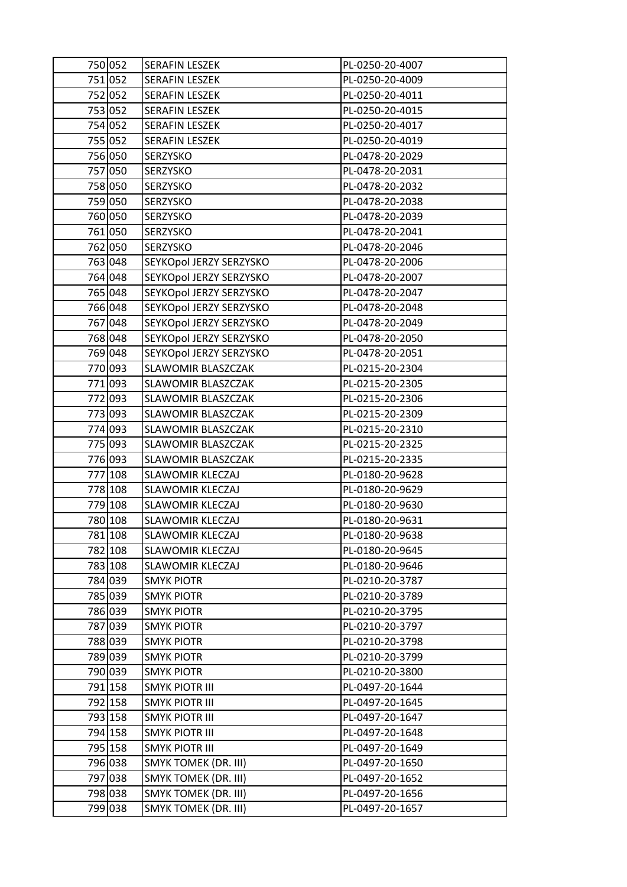| | | | |
|---|---|---|---|
| 750 | 052 | SERAFIN LESZEK | PL-0250-20-4007 |
| 751 | 052 | SERAFIN LESZEK | PL-0250-20-4009 |
| 752 | 052 | SERAFIN LESZEK | PL-0250-20-4011 |
| 753 | 052 | SERAFIN LESZEK | PL-0250-20-4015 |
| 754 | 052 | SERAFIN LESZEK | PL-0250-20-4017 |
| 755 | 052 | SERAFIN LESZEK | PL-0250-20-4019 |
| 756 | 050 | SERZYSKO | PL-0478-20-2029 |
| 757 | 050 | SERZYSKO | PL-0478-20-2031 |
| 758 | 050 | SERZYSKO | PL-0478-20-2032 |
| 759 | 050 | SERZYSKO | PL-0478-20-2038 |
| 760 | 050 | SERZYSKO | PL-0478-20-2039 |
| 761 | 050 | SERZYSKO | PL-0478-20-2041 |
| 762 | 050 | SERZYSKO | PL-0478-20-2046 |
| 763 | 048 | SEYKOpol JERZY SERZYSKO | PL-0478-20-2006 |
| 764 | 048 | SEYKOpol JERZY SERZYSKO | PL-0478-20-2007 |
| 765 | 048 | SEYKOpol JERZY SERZYSKO | PL-0478-20-2047 |
| 766 | 048 | SEYKOpol JERZY SERZYSKO | PL-0478-20-2048 |
| 767 | 048 | SEYKOpol JERZY SERZYSKO | PL-0478-20-2049 |
| 768 | 048 | SEYKOpol JERZY SERZYSKO | PL-0478-20-2050 |
| 769 | 048 | SEYKOpol JERZY SERZYSKO | PL-0478-20-2051 |
| 770 | 093 | SLAWOMIR BLASZCZAK | PL-0215-20-2304 |
| 771 | 093 | SLAWOMIR BLASZCZAK | PL-0215-20-2305 |
| 772 | 093 | SLAWOMIR BLASZCZAK | PL-0215-20-2306 |
| 773 | 093 | SLAWOMIR BLASZCZAK | PL-0215-20-2309 |
| 774 | 093 | SLAWOMIR BLASZCZAK | PL-0215-20-2310 |
| 775 | 093 | SLAWOMIR BLASZCZAK | PL-0215-20-2325 |
| 776 | 093 | SLAWOMIR BLASZCZAK | PL-0215-20-2335 |
| 777 | 108 | SLAWOMIR KLECZAJ | PL-0180-20-9628 |
| 778 | 108 | SLAWOMIR KLECZAJ | PL-0180-20-9629 |
| 779 | 108 | SLAWOMIR KLECZAJ | PL-0180-20-9630 |
| 780 | 108 | SLAWOMIR KLECZAJ | PL-0180-20-9631 |
| 781 | 108 | SLAWOMIR KLECZAJ | PL-0180-20-9638 |
| 782 | 108 | SLAWOMIR KLECZAJ | PL-0180-20-9645 |
| 783 | 108 | SLAWOMIR KLECZAJ | PL-0180-20-9646 |
| 784 | 039 | SMYK PIOTR | PL-0210-20-3787 |
| 785 | 039 | SMYK PIOTR | PL-0210-20-3789 |
| 786 | 039 | SMYK PIOTR | PL-0210-20-3795 |
| 787 | 039 | SMYK PIOTR | PL-0210-20-3797 |
| 788 | 039 | SMYK PIOTR | PL-0210-20-3798 |
| 789 | 039 | SMYK PIOTR | PL-0210-20-3799 |
| 790 | 039 | SMYK PIOTR | PL-0210-20-3800 |
| 791 | 158 | SMYK PIOTR III | PL-0497-20-1644 |
| 792 | 158 | SMYK PIOTR III | PL-0497-20-1645 |
| 793 | 158 | SMYK PIOTR III | PL-0497-20-1647 |
| 794 | 158 | SMYK PIOTR III | PL-0497-20-1648 |
| 795 | 158 | SMYK PIOTR III | PL-0497-20-1649 |
| 796 | 038 | SMYK TOMEK (DR. III) | PL-0497-20-1650 |
| 797 | 038 | SMYK TOMEK (DR. III) | PL-0497-20-1652 |
| 798 | 038 | SMYK TOMEK (DR. III) | PL-0497-20-1656 |
| 799 | 038 | SMYK TOMEK (DR. III) | PL-0497-20-1657 |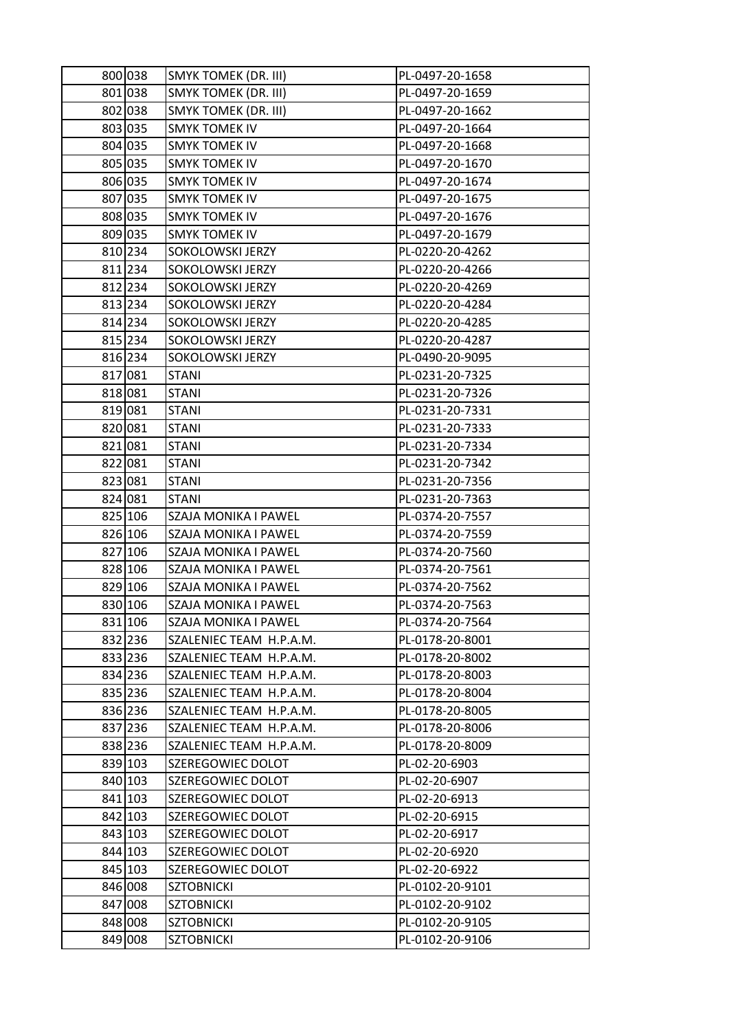| | | | |
|---|---|---|---|
| 800 | 038 | SMYK TOMEK (DR. III) | PL-0497-20-1658 |
| 801 | 038 | SMYK TOMEK (DR. III) | PL-0497-20-1659 |
| 802 | 038 | SMYK TOMEK (DR. III) | PL-0497-20-1662 |
| 803 | 035 | SMYK TOMEK IV | PL-0497-20-1664 |
| 804 | 035 | SMYK TOMEK IV | PL-0497-20-1668 |
| 805 | 035 | SMYK TOMEK IV | PL-0497-20-1670 |
| 806 | 035 | SMYK TOMEK IV | PL-0497-20-1674 |
| 807 | 035 | SMYK TOMEK IV | PL-0497-20-1675 |
| 808 | 035 | SMYK TOMEK IV | PL-0497-20-1676 |
| 809 | 035 | SMYK TOMEK IV | PL-0497-20-1679 |
| 810 | 234 | SOKOLOWSKI JERZY | PL-0220-20-4262 |
| 811 | 234 | SOKOLOWSKI JERZY | PL-0220-20-4266 |
| 812 | 234 | SOKOLOWSKI JERZY | PL-0220-20-4269 |
| 813 | 234 | SOKOLOWSKI JERZY | PL-0220-20-4284 |
| 814 | 234 | SOKOLOWSKI JERZY | PL-0220-20-4285 |
| 815 | 234 | SOKOLOWSKI JERZY | PL-0220-20-4287 |
| 816 | 234 | SOKOLOWSKI JERZY | PL-0490-20-9095 |
| 817 | 081 | STANI | PL-0231-20-7325 |
| 818 | 081 | STANI | PL-0231-20-7326 |
| 819 | 081 | STANI | PL-0231-20-7331 |
| 820 | 081 | STANI | PL-0231-20-7333 |
| 821 | 081 | STANI | PL-0231-20-7334 |
| 822 | 081 | STANI | PL-0231-20-7342 |
| 823 | 081 | STANI | PL-0231-20-7356 |
| 824 | 081 | STANI | PL-0231-20-7363 |
| 825 | 106 | SZAJA MONIKA I PAWEL | PL-0374-20-7557 |
| 826 | 106 | SZAJA MONIKA I PAWEL | PL-0374-20-7559 |
| 827 | 106 | SZAJA MONIKA I PAWEL | PL-0374-20-7560 |
| 828 | 106 | SZAJA MONIKA I PAWEL | PL-0374-20-7561 |
| 829 | 106 | SZAJA MONIKA I PAWEL | PL-0374-20-7562 |
| 830 | 106 | SZAJA MONIKA I PAWEL | PL-0374-20-7563 |
| 831 | 106 | SZAJA MONIKA I PAWEL | PL-0374-20-7564 |
| 832 | 236 | SZALENIEC TEAM H.P.A.M. | PL-0178-20-8001 |
| 833 | 236 | SZALENIEC TEAM H.P.A.M. | PL-0178-20-8002 |
| 834 | 236 | SZALENIEC TEAM H.P.A.M. | PL-0178-20-8003 |
| 835 | 236 | SZALENIEC TEAM H.P.A.M. | PL-0178-20-8004 |
| 836 | 236 | SZALENIEC TEAM H.P.A.M. | PL-0178-20-8005 |
| 837 | 236 | SZALENIEC TEAM H.P.A.M. | PL-0178-20-8006 |
| 838 | 236 | SZALENIEC TEAM H.P.A.M. | PL-0178-20-8009 |
| 839 | 103 | SZEREGOWIEC DOLOT | PL-02-20-6903 |
| 840 | 103 | SZEREGOWIEC DOLOT | PL-02-20-6907 |
| 841 | 103 | SZEREGOWIEC DOLOT | PL-02-20-6913 |
| 842 | 103 | SZEREGOWIEC DOLOT | PL-02-20-6915 |
| 843 | 103 | SZEREGOWIEC DOLOT | PL-02-20-6917 |
| 844 | 103 | SZEREGOWIEC DOLOT | PL-02-20-6920 |
| 845 | 103 | SZEREGOWIEC DOLOT | PL-02-20-6922 |
| 846 | 008 | SZTOBNICKI | PL-0102-20-9101 |
| 847 | 008 | SZTOBNICKI | PL-0102-20-9102 |
| 848 | 008 | SZTOBNICKI | PL-0102-20-9105 |
| 849 | 008 | SZTOBNICKI | PL-0102-20-9106 |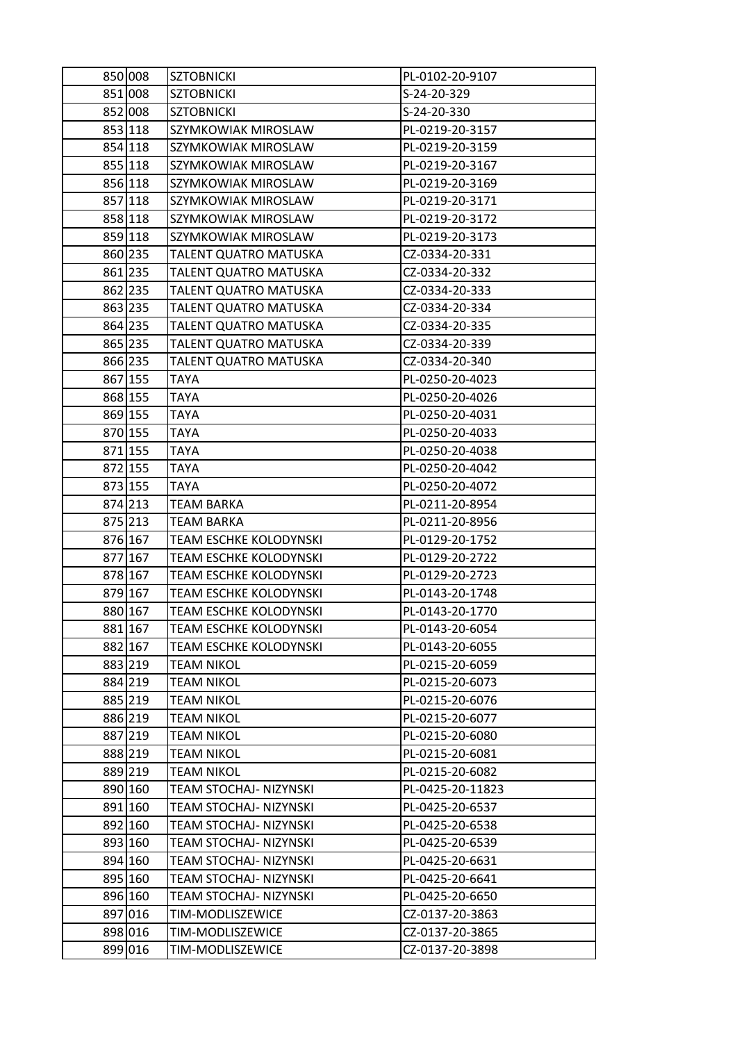| | | | |
|---|---|---|---|
| 850 | 008 | SZTOBNICKI | PL-0102-20-9107 |
| 851 | 008 | SZTOBNICKI | S-24-20-329 |
| 852 | 008 | SZTOBNICKI | S-24-20-330 |
| 853 | 118 | SZYMKOWIAK MIROSLAW | PL-0219-20-3157 |
| 854 | 118 | SZYMKOWIAK MIROSLAW | PL-0219-20-3159 |
| 855 | 118 | SZYMKOWIAK MIROSLAW | PL-0219-20-3167 |
| 856 | 118 | SZYMKOWIAK MIROSLAW | PL-0219-20-3169 |
| 857 | 118 | SZYMKOWIAK MIROSLAW | PL-0219-20-3171 |
| 858 | 118 | SZYMKOWIAK MIROSLAW | PL-0219-20-3172 |
| 859 | 118 | SZYMKOWIAK MIROSLAW | PL-0219-20-3173 |
| 860 | 235 | TALENT QUATRO MATUSKA | CZ-0334-20-331 |
| 861 | 235 | TALENT QUATRO MATUSKA | CZ-0334-20-332 |
| 862 | 235 | TALENT QUATRO MATUSKA | CZ-0334-20-333 |
| 863 | 235 | TALENT QUATRO MATUSKA | CZ-0334-20-334 |
| 864 | 235 | TALENT QUATRO MATUSKA | CZ-0334-20-335 |
| 865 | 235 | TALENT QUATRO MATUSKA | CZ-0334-20-339 |
| 866 | 235 | TALENT QUATRO MATUSKA | CZ-0334-20-340 |
| 867 | 155 | TAYA | PL-0250-20-4023 |
| 868 | 155 | TAYA | PL-0250-20-4026 |
| 869 | 155 | TAYA | PL-0250-20-4031 |
| 870 | 155 | TAYA | PL-0250-20-4033 |
| 871 | 155 | TAYA | PL-0250-20-4038 |
| 872 | 155 | TAYA | PL-0250-20-4042 |
| 873 | 155 | TAYA | PL-0250-20-4072 |
| 874 | 213 | TEAM BARKA | PL-0211-20-8954 |
| 875 | 213 | TEAM BARKA | PL-0211-20-8956 |
| 876 | 167 | TEAM ESCHKE KOLODYNSKI | PL-0129-20-1752 |
| 877 | 167 | TEAM ESCHKE KOLODYNSKI | PL-0129-20-2722 |
| 878 | 167 | TEAM ESCHKE KOLODYNSKI | PL-0129-20-2723 |
| 879 | 167 | TEAM ESCHKE KOLODYNSKI | PL-0143-20-1748 |
| 880 | 167 | TEAM ESCHKE KOLODYNSKI | PL-0143-20-1770 |
| 881 | 167 | TEAM ESCHKE KOLODYNSKI | PL-0143-20-6054 |
| 882 | 167 | TEAM ESCHKE KOLODYNSKI | PL-0143-20-6055 |
| 883 | 219 | TEAM NIKOL | PL-0215-20-6059 |
| 884 | 219 | TEAM NIKOL | PL-0215-20-6073 |
| 885 | 219 | TEAM NIKOL | PL-0215-20-6076 |
| 886 | 219 | TEAM NIKOL | PL-0215-20-6077 |
| 887 | 219 | TEAM NIKOL | PL-0215-20-6080 |
| 888 | 219 | TEAM NIKOL | PL-0215-20-6081 |
| 889 | 219 | TEAM NIKOL | PL-0215-20-6082 |
| 890 | 160 | TEAM STOCHAJ- NIZYNSKI | PL-0425-20-11823 |
| 891 | 160 | TEAM STOCHAJ- NIZYNSKI | PL-0425-20-6537 |
| 892 | 160 | TEAM STOCHAJ- NIZYNSKI | PL-0425-20-6538 |
| 893 | 160 | TEAM STOCHAJ- NIZYNSKI | PL-0425-20-6539 |
| 894 | 160 | TEAM STOCHAJ- NIZYNSKI | PL-0425-20-6631 |
| 895 | 160 | TEAM STOCHAJ- NIZYNSKI | PL-0425-20-6641 |
| 896 | 160 | TEAM STOCHAJ- NIZYNSKI | PL-0425-20-6650 |
| 897 | 016 | TIM-MODLISZEWICE | CZ-0137-20-3863 |
| 898 | 016 | TIM-MODLISZEWICE | CZ-0137-20-3865 |
| 899 | 016 | TIM-MODLISZEWICE | CZ-0137-20-3898 |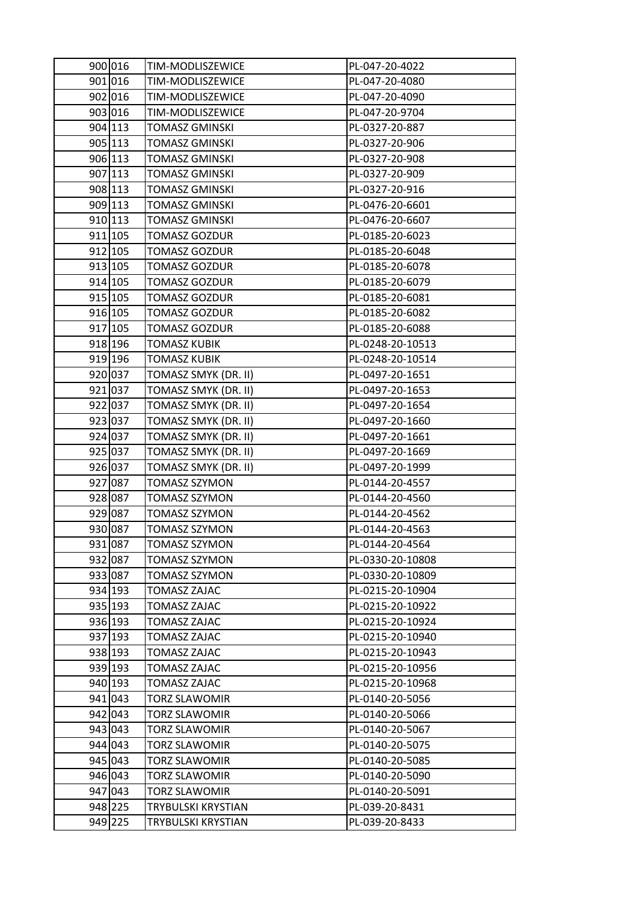| | | | |
|---|---|---|---|
| 900 | 016 | TIM-MODLISZEWICE | PL-047-20-4022 |
| 901 | 016 | TIM-MODLISZEWICE | PL-047-20-4080 |
| 902 | 016 | TIM-MODLISZEWICE | PL-047-20-4090 |
| 903 | 016 | TIM-MODLISZEWICE | PL-047-20-9704 |
| 904 | 113 | TOMASZ GMINSKI | PL-0327-20-887 |
| 905 | 113 | TOMASZ GMINSKI | PL-0327-20-906 |
| 906 | 113 | TOMASZ GMINSKI | PL-0327-20-908 |
| 907 | 113 | TOMASZ GMINSKI | PL-0327-20-909 |
| 908 | 113 | TOMASZ GMINSKI | PL-0327-20-916 |
| 909 | 113 | TOMASZ GMINSKI | PL-0476-20-6601 |
| 910 | 113 | TOMASZ GMINSKI | PL-0476-20-6607 |
| 911 | 105 | TOMASZ GOZDUR | PL-0185-20-6023 |
| 912 | 105 | TOMASZ GOZDUR | PL-0185-20-6048 |
| 913 | 105 | TOMASZ GOZDUR | PL-0185-20-6078 |
| 914 | 105 | TOMASZ GOZDUR | PL-0185-20-6079 |
| 915 | 105 | TOMASZ GOZDUR | PL-0185-20-6081 |
| 916 | 105 | TOMASZ GOZDUR | PL-0185-20-6082 |
| 917 | 105 | TOMASZ GOZDUR | PL-0185-20-6088 |
| 918 | 196 | TOMASZ KUBIK | PL-0248-20-10513 |
| 919 | 196 | TOMASZ KUBIK | PL-0248-20-10514 |
| 920 | 037 | TOMASZ SMYK (DR. II) | PL-0497-20-1651 |
| 921 | 037 | TOMASZ SMYK (DR. II) | PL-0497-20-1653 |
| 922 | 037 | TOMASZ SMYK (DR. II) | PL-0497-20-1654 |
| 923 | 037 | TOMASZ SMYK (DR. II) | PL-0497-20-1660 |
| 924 | 037 | TOMASZ SMYK (DR. II) | PL-0497-20-1661 |
| 925 | 037 | TOMASZ SMYK (DR. II) | PL-0497-20-1669 |
| 926 | 037 | TOMASZ SMYK (DR. II) | PL-0497-20-1999 |
| 927 | 087 | TOMASZ SZYMON | PL-0144-20-4557 |
| 928 | 087 | TOMASZ SZYMON | PL-0144-20-4560 |
| 929 | 087 | TOMASZ SZYMON | PL-0144-20-4562 |
| 930 | 087 | TOMASZ SZYMON | PL-0144-20-4563 |
| 931 | 087 | TOMASZ SZYMON | PL-0144-20-4564 |
| 932 | 087 | TOMASZ SZYMON | PL-0330-20-10808 |
| 933 | 087 | TOMASZ SZYMON | PL-0330-20-10809 |
| 934 | 193 | TOMASZ ZAJAC | PL-0215-20-10904 |
| 935 | 193 | TOMASZ ZAJAC | PL-0215-20-10922 |
| 936 | 193 | TOMASZ ZAJAC | PL-0215-20-10924 |
| 937 | 193 | TOMASZ ZAJAC | PL-0215-20-10940 |
| 938 | 193 | TOMASZ ZAJAC | PL-0215-20-10943 |
| 939 | 193 | TOMASZ ZAJAC | PL-0215-20-10956 |
| 940 | 193 | TOMASZ ZAJAC | PL-0215-20-10968 |
| 941 | 043 | TORZ SLAWOMIR | PL-0140-20-5056 |
| 942 | 043 | TORZ SLAWOMIR | PL-0140-20-5066 |
| 943 | 043 | TORZ SLAWOMIR | PL-0140-20-5067 |
| 944 | 043 | TORZ SLAWOMIR | PL-0140-20-5075 |
| 945 | 043 | TORZ SLAWOMIR | PL-0140-20-5085 |
| 946 | 043 | TORZ SLAWOMIR | PL-0140-20-5090 |
| 947 | 043 | TORZ SLAWOMIR | PL-0140-20-5091 |
| 948 | 225 | TRYBULSKI KRYSTIAN | PL-039-20-8431 |
| 949 | 225 | TRYBULSKI KRYSTIAN | PL-039-20-8433 |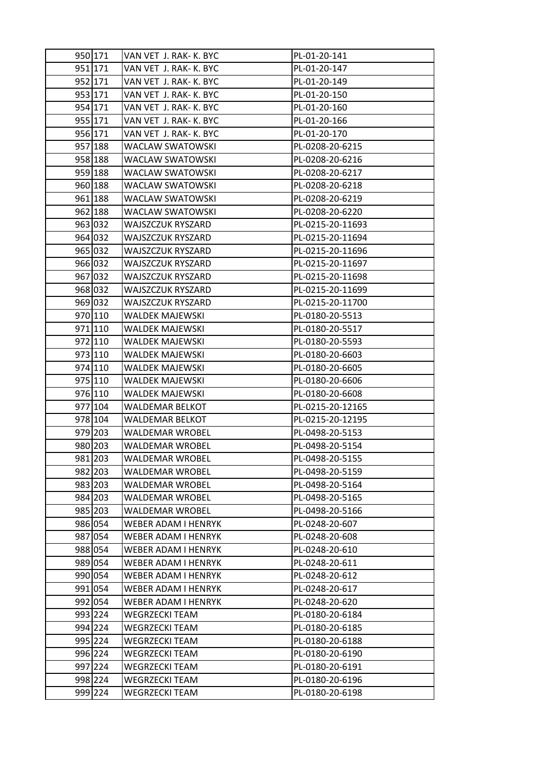| | | | |
|---|---|---|---|
| 950 | 171 | VAN VET J. RAK- K. BYC | PL-01-20-141 |
| 951 | 171 | VAN VET J. RAK- K. BYC | PL-01-20-147 |
| 952 | 171 | VAN VET J. RAK- K. BYC | PL-01-20-149 |
| 953 | 171 | VAN VET J. RAK- K. BYC | PL-01-20-150 |
| 954 | 171 | VAN VET J. RAK- K. BYC | PL-01-20-160 |
| 955 | 171 | VAN VET J. RAK- K. BYC | PL-01-20-166 |
| 956 | 171 | VAN VET J. RAK- K. BYC | PL-01-20-170 |
| 957 | 188 | WACLAW SWATOWSKI | PL-0208-20-6215 |
| 958 | 188 | WACLAW SWATOWSKI | PL-0208-20-6216 |
| 959 | 188 | WACLAW SWATOWSKI | PL-0208-20-6217 |
| 960 | 188 | WACLAW SWATOWSKI | PL-0208-20-6218 |
| 961 | 188 | WACLAW SWATOWSKI | PL-0208-20-6219 |
| 962 | 188 | WACLAW SWATOWSKI | PL-0208-20-6220 |
| 963 | 032 | WAJSZCZUK RYSZARD | PL-0215-20-11693 |
| 964 | 032 | WAJSZCZUK RYSZARD | PL-0215-20-11694 |
| 965 | 032 | WAJSZCZUK RYSZARD | PL-0215-20-11696 |
| 966 | 032 | WAJSZCZUK RYSZARD | PL-0215-20-11697 |
| 967 | 032 | WAJSZCZUK RYSZARD | PL-0215-20-11698 |
| 968 | 032 | WAJSZCZUK RYSZARD | PL-0215-20-11699 |
| 969 | 032 | WAJSZCZUK RYSZARD | PL-0215-20-11700 |
| 970 | 110 | WALDEK MAJEWSKI | PL-0180-20-5513 |
| 971 | 110 | WALDEK MAJEWSKI | PL-0180-20-5517 |
| 972 | 110 | WALDEK MAJEWSKI | PL-0180-20-5593 |
| 973 | 110 | WALDEK MAJEWSKI | PL-0180-20-6603 |
| 974 | 110 | WALDEK MAJEWSKI | PL-0180-20-6605 |
| 975 | 110 | WALDEK MAJEWSKI | PL-0180-20-6606 |
| 976 | 110 | WALDEK MAJEWSKI | PL-0180-20-6608 |
| 977 | 104 | WALDEMAR BELKOT | PL-0215-20-12165 |
| 978 | 104 | WALDEMAR BELKOT | PL-0215-20-12195 |
| 979 | 203 | WALDEMAR WROBEL | PL-0498-20-5153 |
| 980 | 203 | WALDEMAR WROBEL | PL-0498-20-5154 |
| 981 | 203 | WALDEMAR WROBEL | PL-0498-20-5155 |
| 982 | 203 | WALDEMAR WROBEL | PL-0498-20-5159 |
| 983 | 203 | WALDEMAR WROBEL | PL-0498-20-5164 |
| 984 | 203 | WALDEMAR WROBEL | PL-0498-20-5165 |
| 985 | 203 | WALDEMAR WROBEL | PL-0498-20-5166 |
| 986 | 054 | WEBER ADAM I HENRYK | PL-0248-20-607 |
| 987 | 054 | WEBER ADAM I HENRYK | PL-0248-20-608 |
| 988 | 054 | WEBER ADAM I HENRYK | PL-0248-20-610 |
| 989 | 054 | WEBER ADAM I HENRYK | PL-0248-20-611 |
| 990 | 054 | WEBER ADAM I HENRYK | PL-0248-20-612 |
| 991 | 054 | WEBER ADAM I HENRYK | PL-0248-20-617 |
| 992 | 054 | WEBER ADAM I HENRYK | PL-0248-20-620 |
| 993 | 224 | WEGRZECKI TEAM | PL-0180-20-6184 |
| 994 | 224 | WEGRZECKI TEAM | PL-0180-20-6185 |
| 995 | 224 | WEGRZECKI TEAM | PL-0180-20-6188 |
| 996 | 224 | WEGRZECKI TEAM | PL-0180-20-6190 |
| 997 | 224 | WEGRZECKI TEAM | PL-0180-20-6191 |
| 998 | 224 | WEGRZECKI TEAM | PL-0180-20-6196 |
| 999 | 224 | WEGRZECKI TEAM | PL-0180-20-6198 |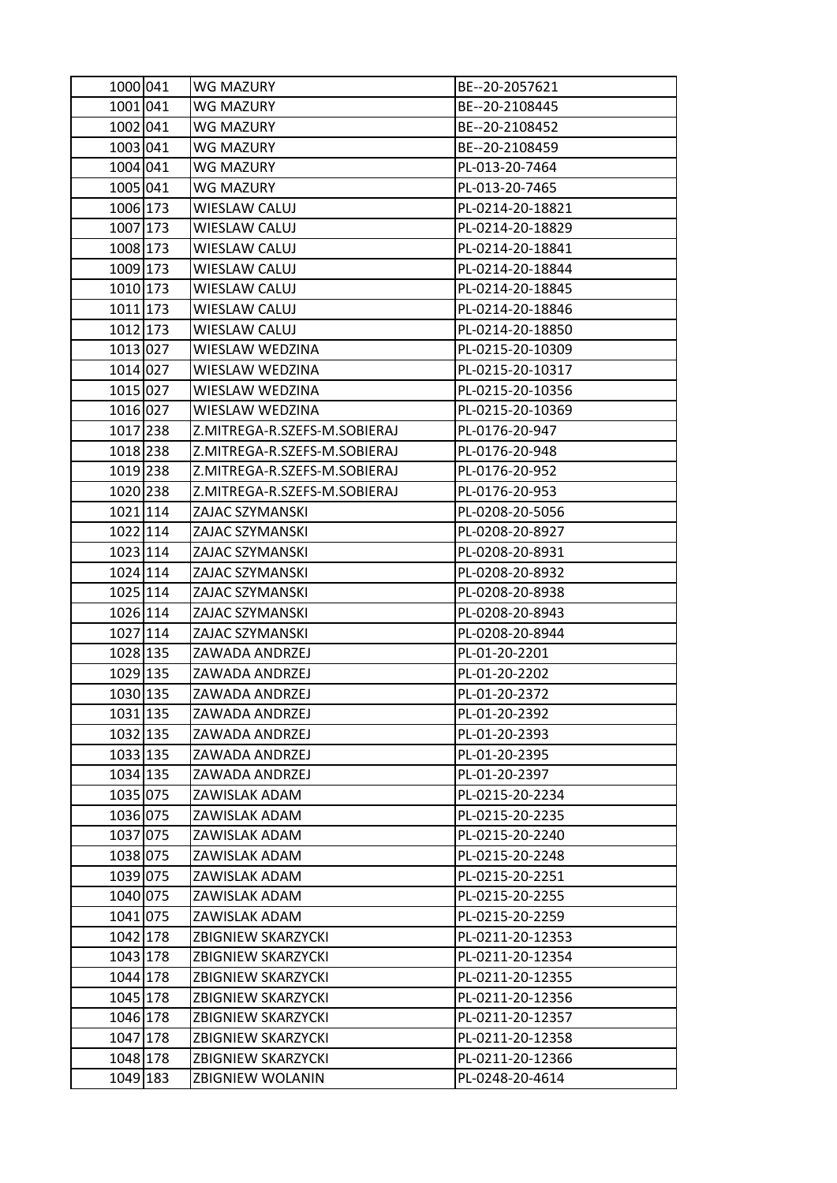| 1000 | 041 | WG MAZURY | BE--20-2057621 |
|---|---|---|---|
| 1001 | 041 | WG MAZURY | BE--20-2108445 |
| 1002 | 041 | WG MAZURY | BE--20-2108452 |
| 1003 | 041 | WG MAZURY | BE--20-2108459 |
| 1004 | 041 | WG MAZURY | PL-013-20-7464 |
| 1005 | 041 | WG MAZURY | PL-013-20-7465 |
| 1006 | 173 | WIESLAW CALUJ | PL-0214-20-18821 |
| 1007 | 173 | WIESLAW CALUJ | PL-0214-20-18829 |
| 1008 | 173 | WIESLAW CALUJ | PL-0214-20-18841 |
| 1009 | 173 | WIESLAW CALUJ | PL-0214-20-18844 |
| 1010 | 173 | WIESLAW CALUJ | PL-0214-20-18845 |
| 1011 | 173 | WIESLAW CALUJ | PL-0214-20-18846 |
| 1012 | 173 | WIESLAW CALUJ | PL-0214-20-18850 |
| 1013 | 027 | WIESLAW WEDZINA | PL-0215-20-10309 |
| 1014 | 027 | WIESLAW WEDZINA | PL-0215-20-10317 |
| 1015 | 027 | WIESLAW WEDZINA | PL-0215-20-10356 |
| 1016 | 027 | WIESLAW WEDZINA | PL-0215-20-10369 |
| 1017 | 238 | Z.MITREGA-R.SZEFS-M.SOBIERAJ | PL-0176-20-947 |
| 1018 | 238 | Z.MITREGA-R.SZEFS-M.SOBIERAJ | PL-0176-20-948 |
| 1019 | 238 | Z.MITREGA-R.SZEFS-M.SOBIERAJ | PL-0176-20-952 |
| 1020 | 238 | Z.MITREGA-R.SZEFS-M.SOBIERAJ | PL-0176-20-953 |
| 1021 | 114 | ZAJAC SZYMANSKI | PL-0208-20-5056 |
| 1022 | 114 | ZAJAC SZYMANSKI | PL-0208-20-8927 |
| 1023 | 114 | ZAJAC SZYMANSKI | PL-0208-20-8931 |
| 1024 | 114 | ZAJAC SZYMANSKI | PL-0208-20-8932 |
| 1025 | 114 | ZAJAC SZYMANSKI | PL-0208-20-8938 |
| 1026 | 114 | ZAJAC SZYMANSKI | PL-0208-20-8943 |
| 1027 | 114 | ZAJAC SZYMANSKI | PL-0208-20-8944 |
| 1028 | 135 | ZAWADA ANDRZEJ | PL-01-20-2201 |
| 1029 | 135 | ZAWADA ANDRZEJ | PL-01-20-2202 |
| 1030 | 135 | ZAWADA ANDRZEJ | PL-01-20-2372 |
| 1031 | 135 | ZAWADA ANDRZEJ | PL-01-20-2392 |
| 1032 | 135 | ZAWADA ANDRZEJ | PL-01-20-2393 |
| 1033 | 135 | ZAWADA ANDRZEJ | PL-01-20-2395 |
| 1034 | 135 | ZAWADA ANDRZEJ | PL-01-20-2397 |
| 1035 | 075 | ZAWISLAK ADAM | PL-0215-20-2234 |
| 1036 | 075 | ZAWISLAK ADAM | PL-0215-20-2235 |
| 1037 | 075 | ZAWISLAK ADAM | PL-0215-20-2240 |
| 1038 | 075 | ZAWISLAK ADAM | PL-0215-20-2248 |
| 1039 | 075 | ZAWISLAK ADAM | PL-0215-20-2251 |
| 1040 | 075 | ZAWISLAK ADAM | PL-0215-20-2255 |
| 1041 | 075 | ZAWISLAK ADAM | PL-0215-20-2259 |
| 1042 | 178 | ZBIGNIEW SKARZYCKI | PL-0211-20-12353 |
| 1043 | 178 | ZBIGNIEW SKARZYCKI | PL-0211-20-12354 |
| 1044 | 178 | ZBIGNIEW SKARZYCKI | PL-0211-20-12355 |
| 1045 | 178 | ZBIGNIEW SKARZYCKI | PL-0211-20-12356 |
| 1046 | 178 | ZBIGNIEW SKARZYCKI | PL-0211-20-12357 |
| 1047 | 178 | ZBIGNIEW SKARZYCKI | PL-0211-20-12358 |
| 1048 | 178 | ZBIGNIEW SKARZYCKI | PL-0211-20-12366 |
| 1049 | 183 | ZBIGNIEW WOLANIN | PL-0248-20-4614 |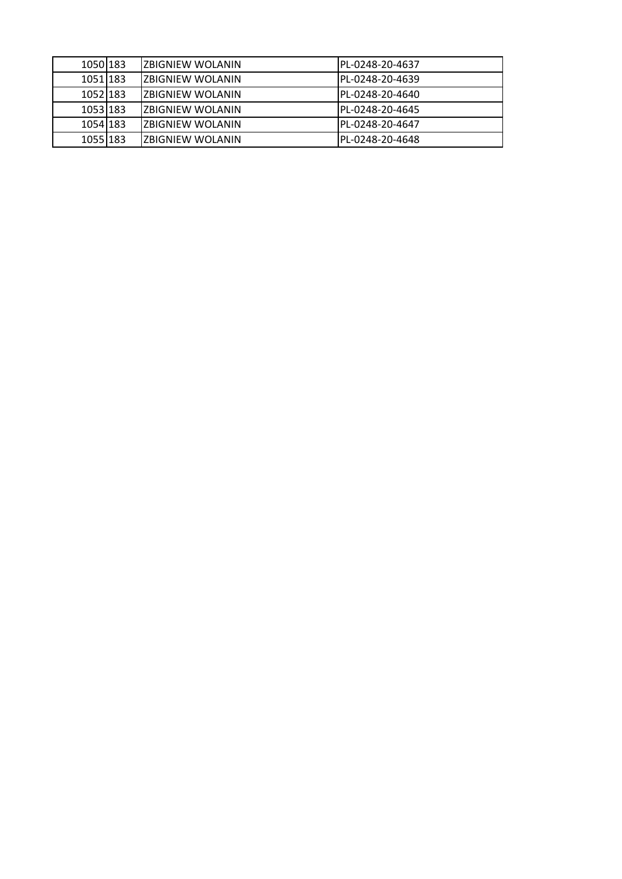| | | | |
|---|---|---|---|
| 1050 | 183 | ZBIGNIEW WOLANIN | PL-0248-20-4637 |
| 1051 | 183 | ZBIGNIEW WOLANIN | PL-0248-20-4639 |
| 1052 | 183 | ZBIGNIEW WOLANIN | PL-0248-20-4640 |
| 1053 | 183 | ZBIGNIEW WOLANIN | PL-0248-20-4645 |
| 1054 | 183 | ZBIGNIEW WOLANIN | PL-0248-20-4647 |
| 1055 | 183 | ZBIGNIEW WOLANIN | PL-0248-20-4648 |